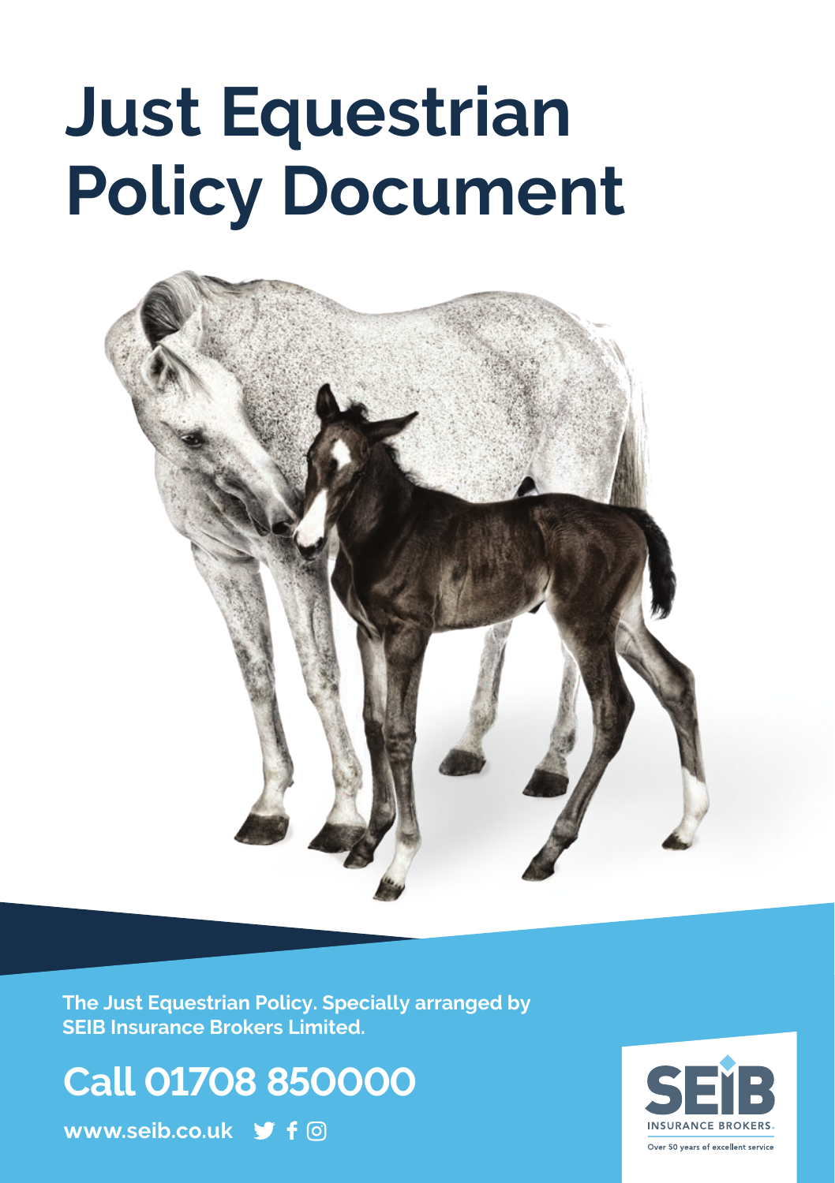# Just Equestrian Policy Document

**The Just Equestrian Policy. Specially arranged by SEIB Insurance Brokers Limited.**

## Call 01708 850000

**www.seib.co.uk**

SEIB INSURANCE BROKERS

Over 50 years of excellent service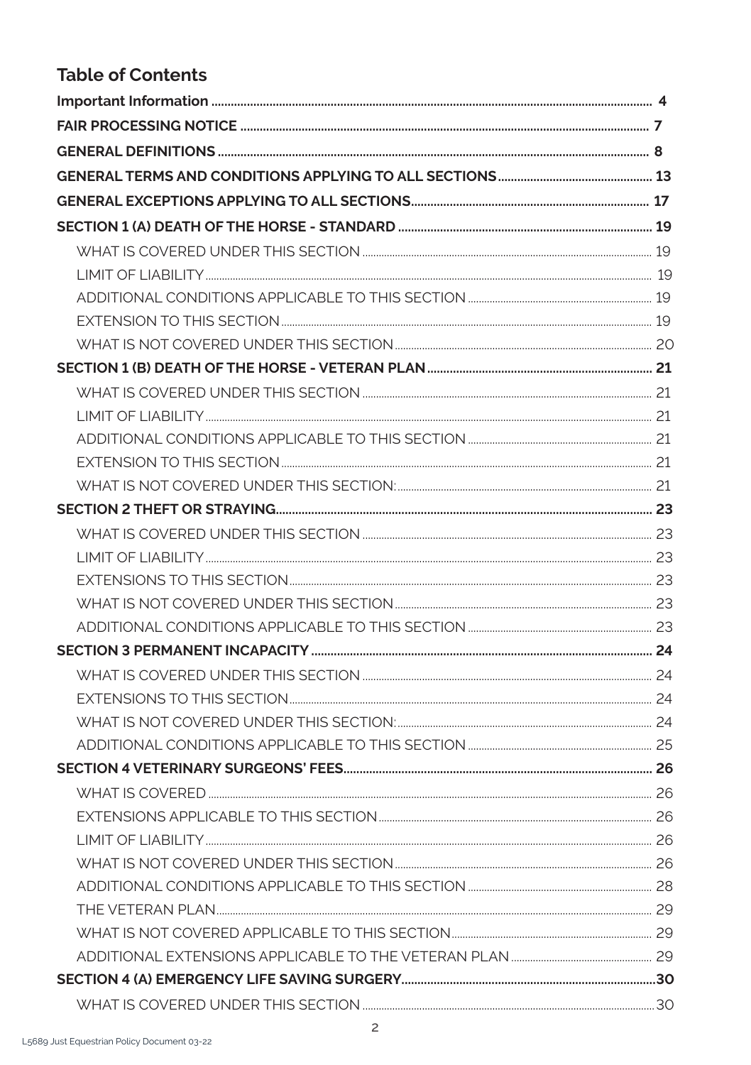## Table of Contents

**Important Information** ........................................................ 4

**FAIR PROCESSING NOTICE** ........................................................ 7

**GENERAL DEFINITIONS** ........................................................ 8

**GENERAL TERMS AND CONDITIONS APPLYING TO ALL SECTIONS** ........................................................ 13

**GENERAL EXCEPTIONS APPLYING TO ALL SECTIONS** ........................................................ 17

**SECTION 1 (A) DEATH OF THE HORSE - STANDARD** ........................................................ 19

- WHAT IS COVERED UNDER THIS SECTION ........................................................ 19
- LIMIT OF LIABILITY ........................................................ 19
- ADDITIONAL CONDITIONS APPLICABLE TO THIS SECTION ........................................................ 19
- EXTENSION TO THIS SECTION ........................................................ 19
- WHAT IS NOT COVERED UNDER THIS SECTION ........................................................ 20

**SECTION 1 (B) DEATH OF THE HORSE - VETERAN PLAN** ........................................................ 21

- WHAT IS COVERED UNDER THIS SECTION ........................................................ 21
- LIMIT OF LIABILITY ........................................................ 21
- ADDITIONAL CONDITIONS APPLICABLE TO THIS SECTION ........................................................ 21
- EXTENSION TO THIS SECTION ........................................................ 21
- WHAT IS NOT COVERED UNDER THIS SECTION: ........................................................ 21

**SECTION 2 THEFT OR STRAYING** ........................................................ 23

- WHAT IS COVERED UNDER THIS SECTION ........................................................ 23
- LIMIT OF LIABILITY ........................................................ 23
- EXTENSIONS TO THIS SECTION ........................................................ 23
- WHAT IS NOT COVERED UNDER THIS SECTION ........................................................ 23
- ADDITIONAL CONDITIONS APPLICABLE TO THIS SECTION ........................................................ 23

**SECTION 3 PERMANENT INCAPACITY** ........................................................ 24

- WHAT IS COVERED UNDER THIS SECTION ........................................................ 24
- EXTENSIONS TO THIS SECTION ........................................................ 24
- WHAT IS NOT COVERED UNDER THIS SECTION: ........................................................ 24
- ADDITIONAL CONDITIONS APPLICABLE TO THIS SECTION ........................................................ 25

**SECTION 4 VETERINARY SURGEONS' FEES** ........................................................ 26

- WHAT IS COVERED ........................................................ 26
- EXTENSIONS APPLICABLE TO THIS SECTION ........................................................ 26
- LIMIT OF LIABILITY ........................................................ 26
- WHAT IS NOT COVERED UNDER THIS SECTION ........................................................ 26
- ADDITIONAL CONDITIONS APPLICABLE TO THIS SECTION ........................................................ 28
- THE VETERAN PLAN ........................................................ 29
- WHAT IS NOT COVERED APPLICABLE TO THIS SECTION ........................................................ 29
- ADDITIONAL EXTENSIONS APPLICABLE TO THE VETERAN PLAN ........................................................ 29

**SECTION 4 (A) EMERGENCY LIFE SAVING SURGERY** ........................................................ 30

- WHAT IS COVERED UNDER THIS SECTION ........................................................ 30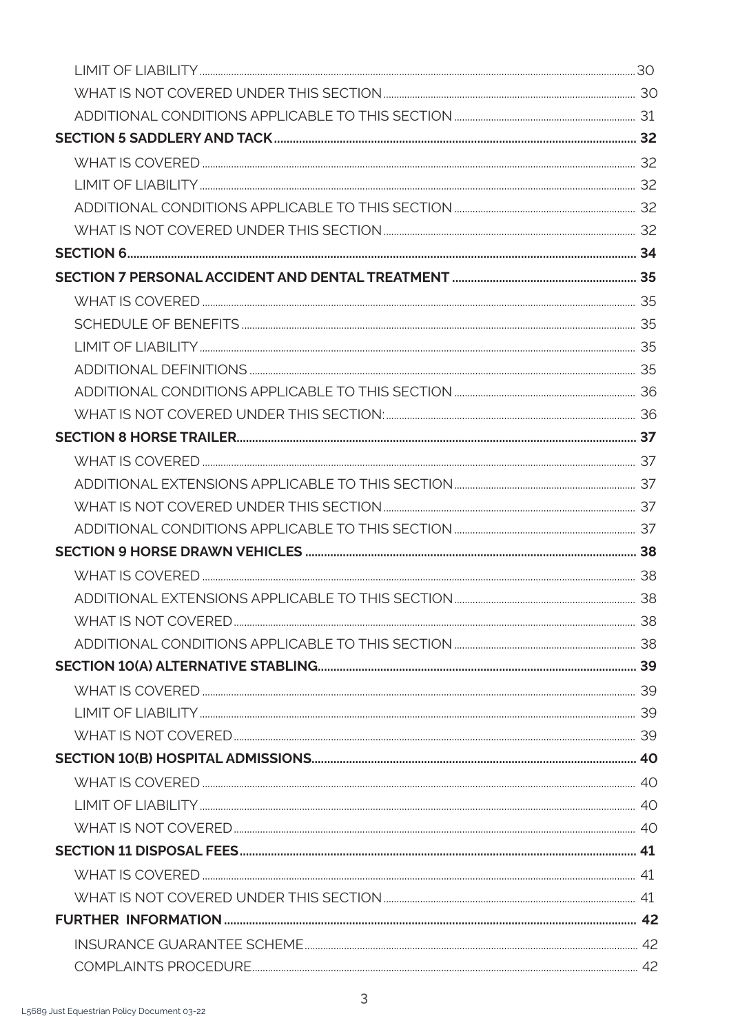- LIMIT OF LIABILITY ... 30
- WHAT IS NOT COVERED UNDER THIS SECTION ... 30
- ADDITIONAL CONDITIONS APPLICABLE TO THIS SECTION ... 31

**SECTION 5 SADDLERY AND TACK ... 32**

- WHAT IS COVERED ... 32
- LIMIT OF LIABILITY ... 32
- ADDITIONAL CONDITIONS APPLICABLE TO THIS SECTION ... 32
- WHAT IS NOT COVERED UNDER THIS SECTION ... 32

**SECTION 6 ... 34**

**SECTION 7 PERSONAL ACCIDENT AND DENTAL TREATMENT ... 35**

- WHAT IS COVERED ... 35
- SCHEDULE OF BENEFITS ... 35
- LIMIT OF LIABILITY ... 35
- ADDITIONAL DEFINITIONS ... 35
- ADDITIONAL CONDITIONS APPLICABLE TO THIS SECTION ... 36
- WHAT IS NOT COVERED UNDER THIS SECTION: ... 36

**SECTION 8 HORSE TRAILER ... 37**

- WHAT IS COVERED ... 37
- ADDITIONAL EXTENSIONS APPLICABLE TO THIS SECTION ... 37
- WHAT IS NOT COVERED UNDER THIS SECTION ... 37
- ADDITIONAL CONDITIONS APPLICABLE TO THIS SECTION ... 37

**SECTION 9 HORSE DRAWN VEHICLES ... 38**

- WHAT IS COVERED ... 38
- ADDITIONAL EXTENSIONS APPLICABLE TO THIS SECTION ... 38
- WHAT IS NOT COVERED ... 38
- ADDITIONAL CONDITIONS APPLICABLE TO THIS SECTION ... 38

**SECTION 10(A) ALTERNATIVE STABLING ... 39**

- WHAT IS COVERED ... 39
- LIMIT OF LIABILITY ... 39
- WHAT IS NOT COVERED ... 39

**SECTION 10(B) HOSPITAL ADMISSIONS ... 40**

- WHAT IS COVERED ... 40
- LIMIT OF LIABILITY ... 40
- WHAT IS NOT COVERED ... 40

**SECTION 11 DISPOSAL FEES ... 41**

- WHAT IS COVERED ... 41
- WHAT IS NOT COVERED UNDER THIS SECTION ... 41

**FURTHER INFORMATION ... 42**

- INSURANCE GUARANTEE SCHEME ... 42
- COMPLAINTS PROCEDURE ... 42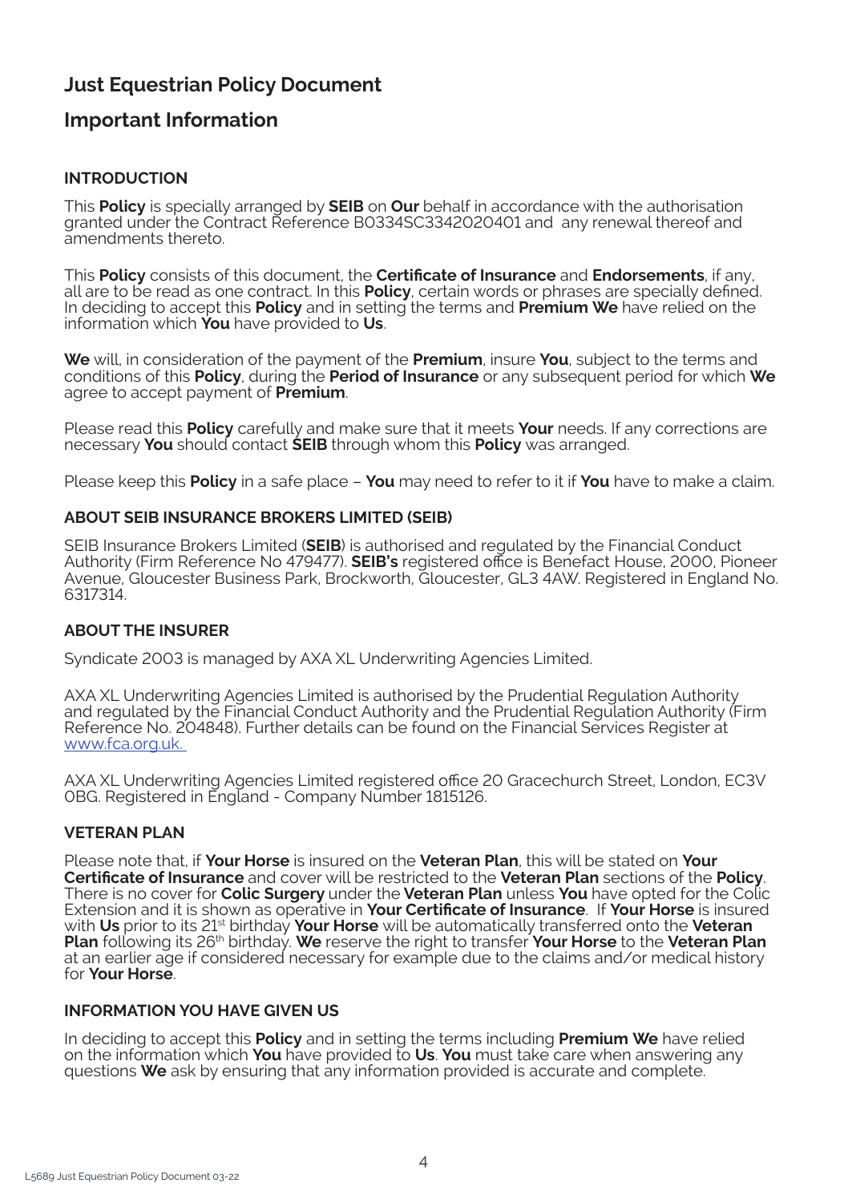# Just Equestrian Policy Document

## Important Information

### INTRODUCTION

This **Policy** is specially arranged by **SEIB** on **Our** behalf in accordance with the authorisation granted under the Contract Reference B0334SC3342020401 and any renewal thereof and amendments thereto.

This **Policy** consists of this document, the **Certificate of Insurance** and **Endorsements**, if any, all are to be read as one contract. In this **Policy**, certain words or phrases are specially defined. In deciding to accept this **Policy** and in setting the terms and **Premium We** have relied on the information which **You** have provided to **Us**.

**We** will, in consideration of the payment of the **Premium**, insure **You**, subject to the terms and conditions of this **Policy**, during the **Period of Insurance** or any subsequent period for which **We** agree to accept payment of **Premium**.

Please read this **Policy** carefully and make sure that it meets **Your** needs. If any corrections are necessary **You** should contact **SEIB** through whom this **Policy** was arranged.

Please keep this **Policy** in a safe place – **You** may need to refer to it if **You** have to make a claim.

### ABOUT SEIB INSURANCE BROKERS LIMITED (SEIB)

SEIB Insurance Brokers Limited (**SEIB**) is authorised and regulated by the Financial Conduct Authority (Firm Reference No 479477). **SEIB's** registered office is Benefact House, 2000, Pioneer Avenue, Gloucester Business Park, Brockworth, Gloucester, GL3 4AW. Registered in England No. 6317314.

### ABOUT THE INSURER

Syndicate 2003 is managed by AXA XL Underwriting Agencies Limited.

AXA XL Underwriting Agencies Limited is authorised by the Prudential Regulation Authority and regulated by the Financial Conduct Authority and the Prudential Regulation Authority (Firm Reference No. 204848). Further details can be found on the Financial Services Register at www.fca.org.uk.

AXA XL Underwriting Agencies Limited registered office 20 Gracechurch Street, London, EC3V 0BG. Registered in England - Company Number 1815126.

### VETERAN PLAN

Please note that, if **Your Horse** is insured on the **Veteran Plan**, this will be stated on **Your Certificate of Insurance** and cover will be restricted to the **Veteran Plan** sections of the **Policy**. There is no cover for **Colic Surgery** under the **Veteran Plan** unless **You** have opted for the Colic Extension and it is shown as operative in **Your Certificate of Insurance**. If **Your Horse** is insured with **Us** prior to its 21st birthday **Your Horse** will be automatically transferred onto the **Veteran Plan** following its 26th birthday. **We** reserve the right to transfer **Your Horse** to the **Veteran Plan** at an earlier age if considered necessary for example due to the claims and/or medical history for **Your Horse**.

### INFORMATION YOU HAVE GIVEN US

In deciding to accept this **Policy** and in setting the terms including **Premium We** have relied on the information which **You** have provided to **Us**. **You** must take care when answering any questions **We** ask by ensuring that any information provided is accurate and complete.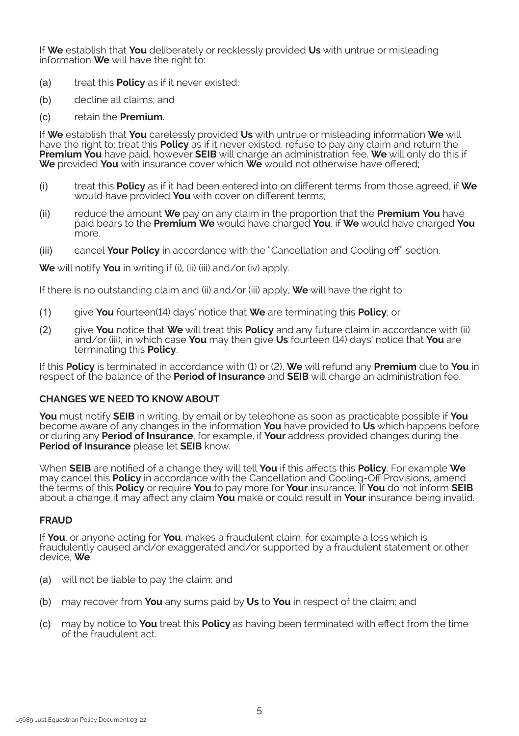If **We** establish that **You** deliberately or recklessly provided **Us** with untrue or misleading information **We** will have the right to:

(a) treat this **Policy** as if it never existed;

(b) decline all claims; and

(c) retain the **Premium**.

If **We** establish that **You** carelessly provided **Us** with untrue or misleading information **We** will have the right to: treat this **Policy** as if it never existed, refuse to pay any claim and return the **Premium You** have paid, however **SEIB** will charge an administration fee. **We** will only do this if **We** provided **You** with insurance cover which **We** would not otherwise have offered;

(i) treat this **Policy** as if it had been entered into on different terms from those agreed, if **We** would have provided **You** with cover on different terms;

(ii) reduce the amount **We** pay on any claim in the proportion that the **Premium You** have paid bears to the **Premium We** would have charged **You**, if **We** would have charged **You** more.

(iii) cancel **Your Policy** in accordance with the "Cancellation and Cooling off" section.

**We** will notify **You** in writing if (i), (ii) (iii) and/or (iv) apply.

If there is no outstanding claim and (ii) and/or (iii) apply, **We** will have the right to:

(1) give **You** fourteen(14) days' notice that **We** are terminating this **Policy**; or

(2) give **You** notice that **We** will treat this **Policy** and any future claim in accordance with (ii) and/or (iii), in which case **You** may then give **Us** fourteen (14) days' notice that **You** are terminating this **Policy**.

If this **Policy** is terminated in accordance with (1) or (2), **We** will refund any **Premium** due to **You** in respect of the balance of the **Period of Insurance** and **SEIB** will charge an administration fee.

**CHANGES WE NEED TO KNOW ABOUT**

**You** must notify **SEIB** in writing, by email or by telephone as soon as practicable possible if **You** become aware of any changes in the information **You** have provided to **Us** which happens before or during any **Period of Insurance**, for example, if **Your** address provided changes during the **Period of Insurance** please let **SEIB** know.

When **SEIB** are notified of a change they will tell **You** if this affects this **Policy**. For example **We** may cancel this **Policy** in accordance with the Cancellation and Cooling-Off Provisions, amend the terms of this **Policy** or require **You** to pay more for **Your** insurance. If **You** do not inform **SEIB** about a change it may affect any claim **You** make or could result in **Your** insurance being invalid.

**FRAUD**

If **You**, or anyone acting for **You**, makes a fraudulent claim, for example a loss which is fraudulently caused and/or exaggerated and/or supported by a fraudulent statement or other device, **We**:

(a) will not be liable to pay the claim; and

(b) may recover from **You** any sums paid by **Us** to **You** in respect of the claim; and

(c) may by notice to **You** treat this **Policy** as having been terminated with effect from the time of the fraudulent act.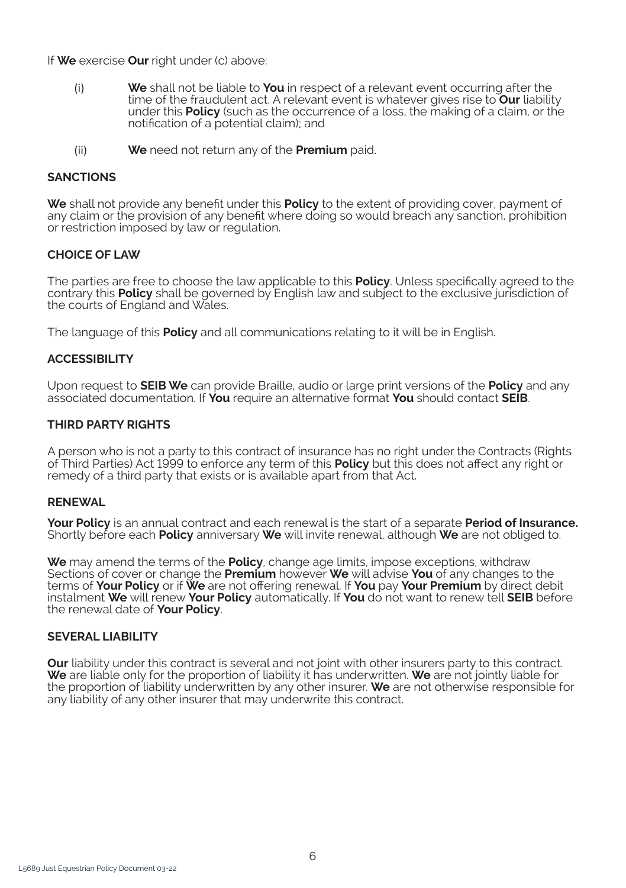If **We** exercise **Our** right under (c) above:

(i) **We** shall not be liable to **You** in respect of a relevant event occurring after the time of the fraudulent act. A relevant event is whatever gives rise to **Our** liability under this **Policy** (such as the occurrence of a loss, the making of a claim, or the notification of a potential claim); and

(ii) **We** need not return any of the **Premium** paid.

**SANCTIONS**

**We** shall not provide any benefit under this **Policy** to the extent of providing cover, payment of any claim or the provision of any benefit where doing so would breach any sanction, prohibition or restriction imposed by law or regulation.

**CHOICE OF LAW**

The parties are free to choose the law applicable to this **Policy**. Unless specifically agreed to the contrary this **Policy** shall be governed by English law and subject to the exclusive jurisdiction of the courts of England and Wales.

The language of this **Policy** and all communications relating to it will be in English.

**ACCESSIBILITY**

Upon request to **SEIB We** can provide Braille, audio or large print versions of the **Policy** and any associated documentation. If **You** require an alternative format **You** should contact **SEIB**.

**THIRD PARTY RIGHTS**

A person who is not a party to this contract of insurance has no right under the Contracts (Rights of Third Parties) Act 1999 to enforce any term of this **Policy** but this does not affect any right or remedy of a third party that exists or is available apart from that Act.

**RENEWAL**

**Your Policy** is an annual contract and each renewal is the start of a separate **Period of Insurance.** Shortly before each **Policy** anniversary **We** will invite renewal, although **We** are not obliged to.

**We** may amend the terms of the **Policy**, change age limits, impose exceptions, withdraw Sections of cover or change the **Premium** however **We** will advise **You** of any changes to the terms of **Your Policy** or if **We** are not offering renewal. If **You** pay **Your Premium** by direct debit instalment **We** will renew **Your Policy** automatically. If **You** do not want to renew tell **SEIB** before the renewal date of **Your Policy**.

**SEVERAL LIABILITY**

**Our** liability under this contract is several and not joint with other insurers party to this contract. **We** are liable only for the proportion of liability it has underwritten. **We** are not jointly liable for the proportion of liability underwritten by any other insurer. **We** are not otherwise responsible for any liability of any other insurer that may underwrite this contract.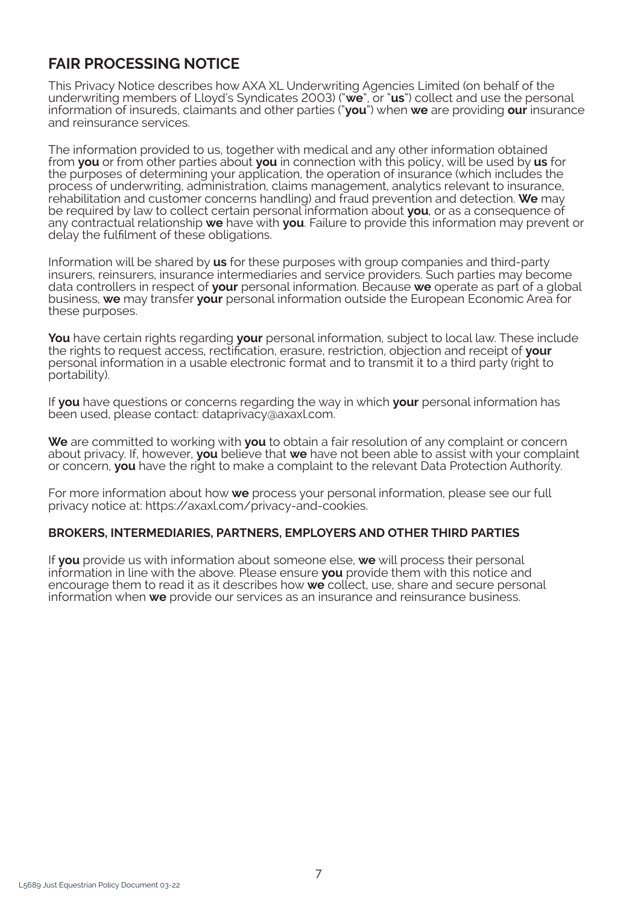## FAIR PROCESSING NOTICE

This Privacy Notice describes how AXA XL Underwriting Agencies Limited (on behalf of the underwriting members of Lloyd's Syndicates 2003) ("**we**", or "**us**") collect and use the personal information of insureds, claimants and other parties ("**you**") when **we** are providing **our** insurance and reinsurance services.

The information provided to us, together with medical and any other information obtained from **you** or from other parties about **you** in connection with this policy, will be used by **us** for the purposes of determining your application, the operation of insurance (which includes the process of underwriting, administration, claims management, analytics relevant to insurance, rehabilitation and customer concerns handling) and fraud prevention and detection. **We** may be required by law to collect certain personal information about **you**, or as a consequence of any contractual relationship **we** have with **you**. Failure to provide this information may prevent or delay the fulfilment of these obligations.

Information will be shared by **us** for these purposes with group companies and third-party insurers, reinsurers, insurance intermediaries and service providers. Such parties may become data controllers in respect of **your** personal information. Because **we** operate as part of a global business, **we** may transfer **your** personal information outside the European Economic Area for these purposes.

**You** have certain rights regarding **your** personal information, subject to local law. These include the rights to request access, rectification, erasure, restriction, objection and receipt of **your** personal information in a usable electronic format and to transmit it to a third party (right to portability).

If **you** have questions or concerns regarding the way in which **your** personal information has been used, please contact: dataprivacy@axaxl.com.

**We** are committed to working with **you** to obtain a fair resolution of any complaint or concern about privacy. If, however, **you** believe that **we** have not been able to assist with your complaint or concern, **you** have the right to make a complaint to the relevant Data Protection Authority.

For more information about how **we** process your personal information, please see our full privacy notice at: https://axaxl.com/privacy-and-cookies.

### BROKERS, INTERMEDIARIES, PARTNERS, EMPLOYERS AND OTHER THIRD PARTIES

If **you** provide us with information about someone else, **we** will process their personal information in line with the above. Please ensure **you** provide them with this notice and encourage them to read it as it describes how **we** collect, use, share and secure personal information when **we** provide our services as an insurance and reinsurance business.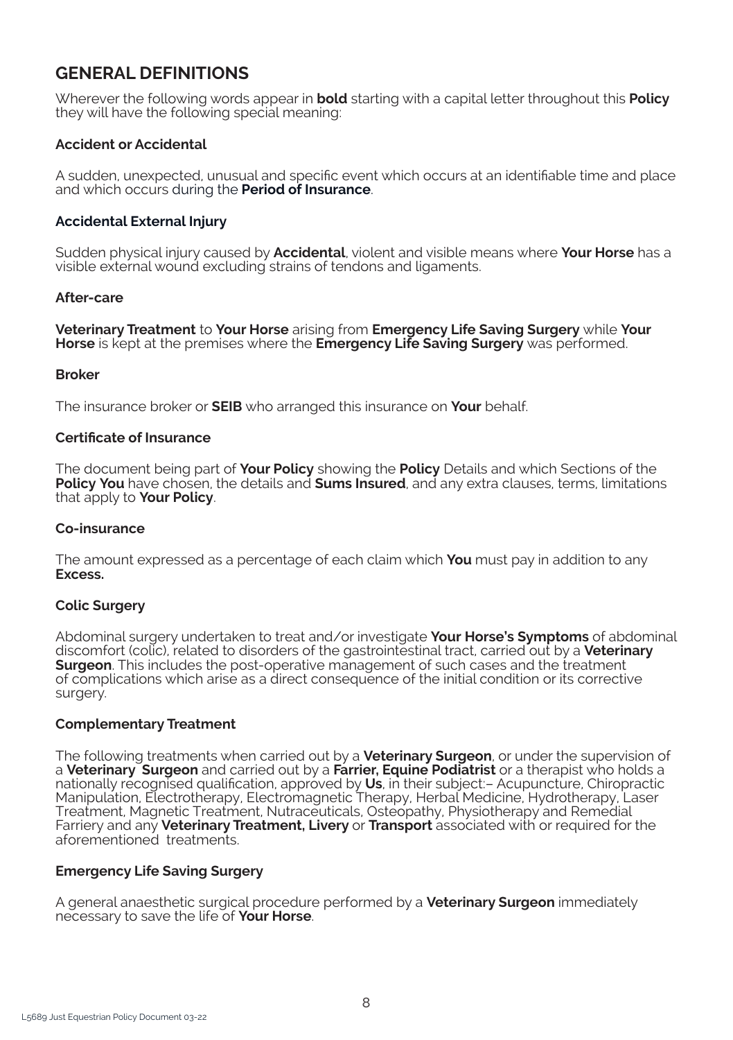## GENERAL DEFINITIONS

Wherever the following words appear in **bold** starting with a capital letter throughout this **Policy** they will have the following special meaning:

### Accident or Accidental

A sudden, unexpected, unusual and specific event which occurs at an identifiable time and place and which occurs during the **Period of Insurance**.

### Accidental External Injury

Sudden physical injury caused by **Accidental**, violent and visible means where **Your Horse** has a visible external wound excluding strains of tendons and ligaments.

### After-care

**Veterinary Treatment** to **Your Horse** arising from **Emergency Life Saving Surgery** while **Your Horse** is kept at the premises where the **Emergency Life Saving Surgery** was performed.

### Broker

The insurance broker or **SEIB** who arranged this insurance on **Your** behalf.

### Certificate of Insurance

The document being part of **Your Policy** showing the **Policy** Details and which Sections of the **Policy You** have chosen, the details and **Sums Insured**, and any extra clauses, terms, limitations that apply to **Your Policy**.

### Co-insurance

The amount expressed as a percentage of each claim which **You** must pay in addition to any **Excess.**

### Colic Surgery

Abdominal surgery undertaken to treat and/or investigate **Your Horse's Symptoms** of abdominal discomfort (colic), related to disorders of the gastrointestinal tract, carried out by a **Veterinary Surgeon**. This includes the post-operative management of such cases and the treatment of complications which arise as a direct consequence of the initial condition or its corrective surgery.

### Complementary Treatment

The following treatments when carried out by a **Veterinary Surgeon**, or under the supervision of a **Veterinary Surgeon** and carried out by a **Farrier, Equine Podiatrist** or a therapist who holds a nationally recognised qualification, approved by **Us**, in their subject:– Acupuncture, Chiropractic Manipulation, Electrotherapy, Electromagnetic Therapy, Herbal Medicine, Hydrotherapy, Laser Treatment, Magnetic Treatment, Nutraceuticals, Osteopathy, Physiotherapy and Remedial Farriery and any **Veterinary Treatment, Livery** or **Transport** associated with or required for the aforementioned treatments.

### Emergency Life Saving Surgery

A general anaesthetic surgical procedure performed by a **Veterinary Surgeon** immediately necessary to save the life of **Your Horse**.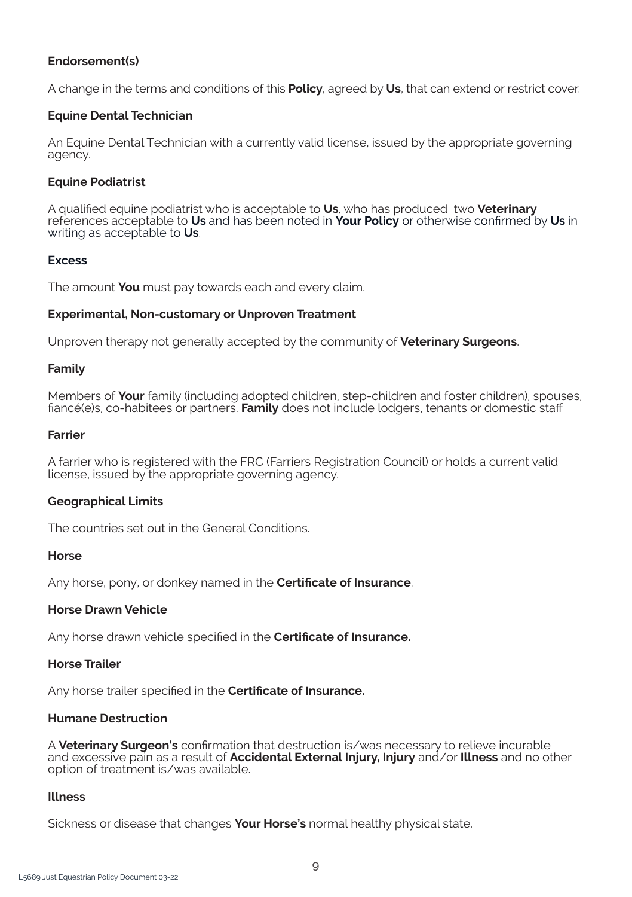**Endorsement(s)**

A change in the terms and conditions of this **Policy**, agreed by **Us**, that can extend or restrict cover.

**Equine Dental Technician**

An Equine Dental Technician with a currently valid license, issued by the appropriate governing agency.

**Equine Podiatrist**

A qualified equine podiatrist who is acceptable to **Us**, who has produced two **Veterinary** references acceptable to **Us** and has been noted in **Your Policy** or otherwise confirmed by **Us** in writing as acceptable to **Us**.

**Excess**

The amount **You** must pay towards each and every claim.

**Experimental, Non-customary or Unproven Treatment**

Unproven therapy not generally accepted by the community of **Veterinary Surgeons**.

**Family**

Members of **Your** family (including adopted children, step-children and foster children), spouses, fiancé(e)s, co-habitees or partners. **Family** does not include lodgers, tenants or domestic staff

**Farrier**

A farrier who is registered with the FRC (Farriers Registration Council) or holds a current valid license, issued by the appropriate governing agency.

**Geographical Limits**

The countries set out in the General Conditions.

**Horse**

Any horse, pony, or donkey named in the **Certificate of Insurance**.

**Horse Drawn Vehicle**

Any horse drawn vehicle specified in the **Certificate of Insurance.**

**Horse Trailer**

Any horse trailer specified in the **Certificate of Insurance.**

**Humane Destruction**

A **Veterinary Surgeon's** confirmation that destruction is/was necessary to relieve incurable and excessive pain as a result of **Accidental External Injury, Injury** and/or **Illness** and no other option of treatment is/was available.

**Illness**

Sickness or disease that changes **Your Horse's** normal healthy physical state.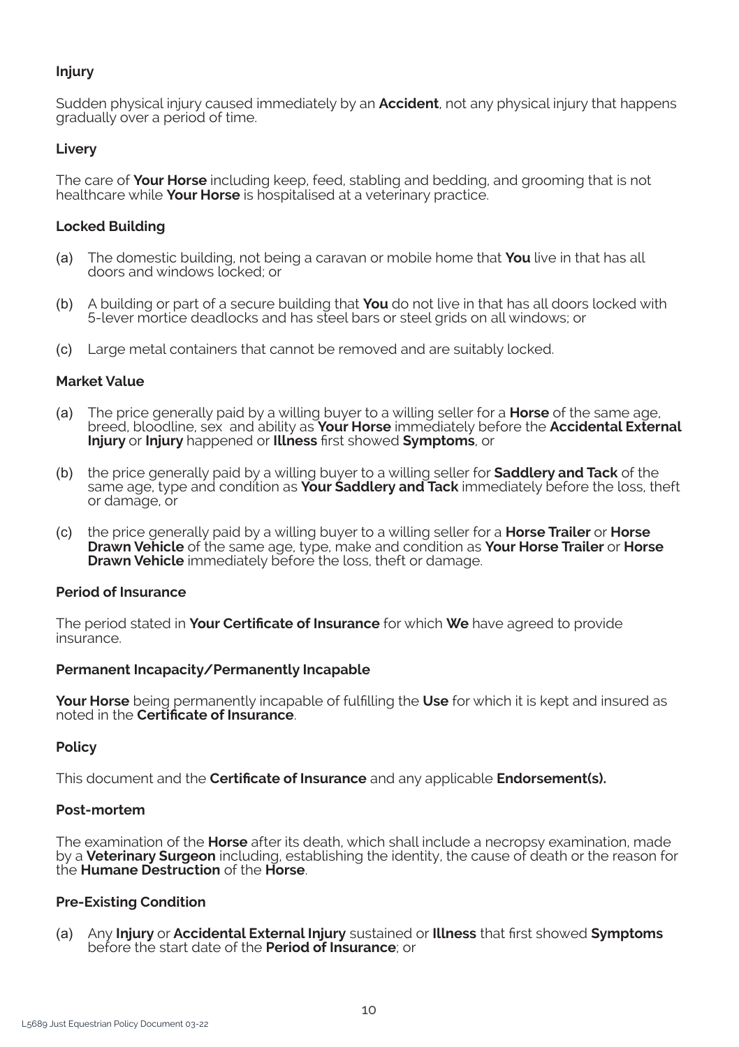### Injury

Sudden physical injury caused immediately by an **Accident**, not any physical injury that happens gradually over a period of time.

### Livery

The care of **Your Horse** including keep, feed, stabling and bedding, and grooming that is not healthcare while **Your Horse** is hospitalised at a veterinary practice.

### Locked Building

(a) The domestic building, not being a caravan or mobile home that **You** live in that has all doors and windows locked; or

(b) A building or part of a secure building that **You** do not live in that has all doors locked with 5-lever mortice deadlocks and has steel bars or steel grids on all windows; or

(c) Large metal containers that cannot be removed and are suitably locked.

### Market Value

(a) The price generally paid by a willing buyer to a willing seller for a **Horse** of the same age, breed, bloodline, sex and ability as **Your Horse** immediately before the **Accidental External Injury** or **Injury** happened or **Illness** first showed **Symptoms**, or

(b) the price generally paid by a willing buyer to a willing seller for **Saddlery and Tack** of the same age, type and condition as **Your Saddlery and Tack** immediately before the loss, theft or damage, or

(c) the price generally paid by a willing buyer to a willing seller for a **Horse Trailer** or **Horse Drawn Vehicle** of the same age, type, make and condition as **Your Horse Trailer** or **Horse Drawn Vehicle** immediately before the loss, theft or damage.

### Period of Insurance

The period stated in **Your Certificate of Insurance** for which **We** have agreed to provide insurance.

### Permanent Incapacity/Permanently Incapable

**Your Horse** being permanently incapable of fulfilling the **Use** for which it is kept and insured as noted in the **Certificate of Insurance**.

### Policy

This document and the **Certificate of Insurance** and any applicable **Endorsement(s).**

### Post-mortem

The examination of the **Horse** after its death, which shall include a necropsy examination, made by a **Veterinary Surgeon** including, establishing the identity, the cause of death or the reason for the **Humane Destruction** of the **Horse**.

### Pre-Existing Condition

(a) Any **Injury** or **Accidental External Injury** sustained or **Illness** that first showed **Symptoms** before the start date of the **Period of Insurance**; or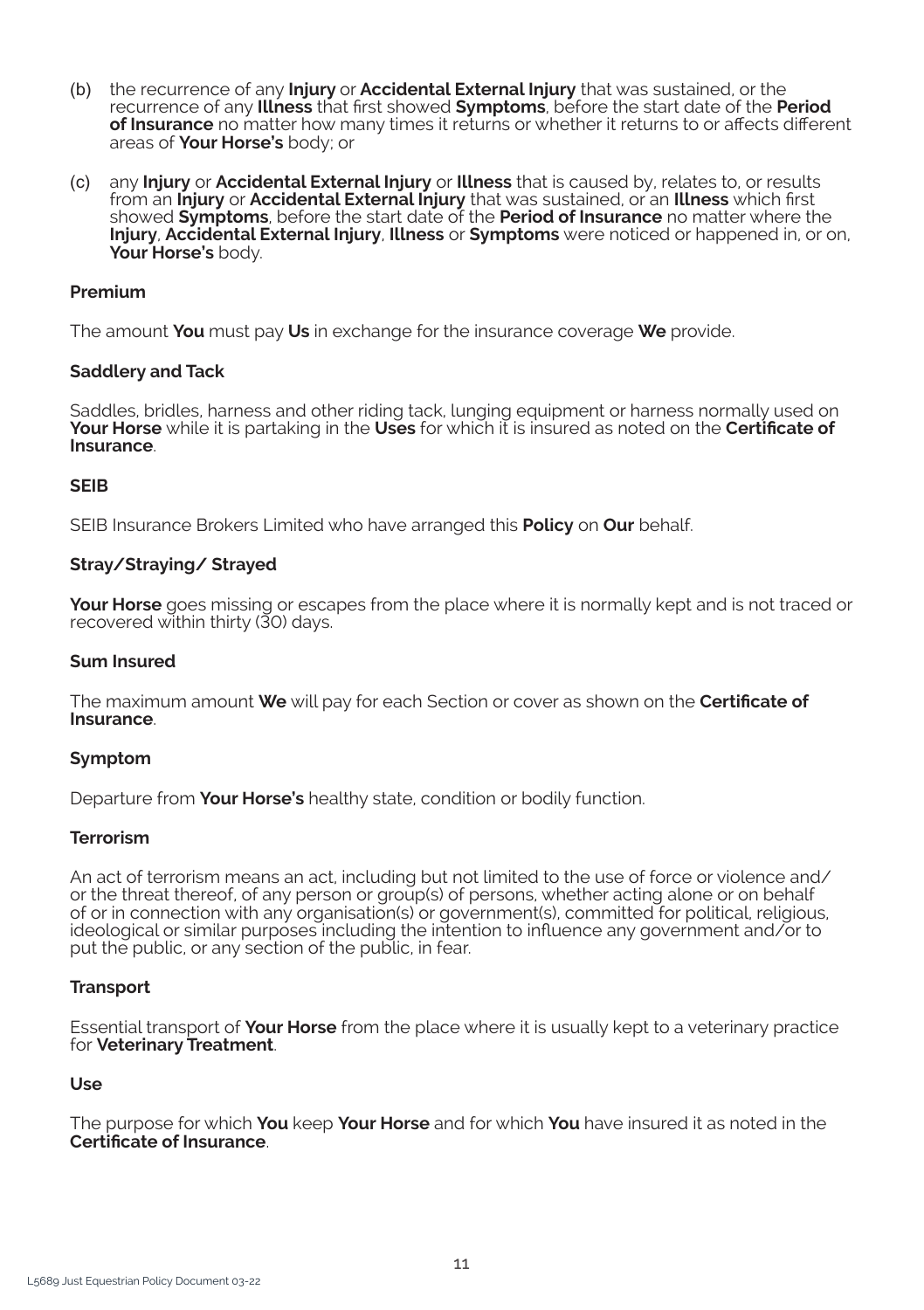(b) the recurrence of any **Injury** or **Accidental External Injury** that was sustained, or the recurrence of any **Illness** that first showed **Symptoms**, before the start date of the **Period of Insurance** no matter how many times it returns or whether it returns to or affects different areas of **Your Horse's** body; or

(c) any **Injury** or **Accidental External Injury** or **Illness** that is caused by, relates to, or results from an **Injury** or **Accidental External Injury** that was sustained, or an **Illness** which first showed **Symptoms**, before the start date of the **Period of Insurance** no matter where the **Injury**, **Accidental External Injury**, **Illness** or **Symptoms** were noticed or happened in, or on, **Your Horse's** body.

**Premium**

The amount **You** must pay **Us** in exchange for the insurance coverage **We** provide.

**Saddlery and Tack**

Saddles, bridles, harness and other riding tack, lunging equipment or harness normally used on **Your Horse** while it is partaking in the **Uses** for which it is insured as noted on the **Certificate of Insurance**.

**SEIB**

SEIB Insurance Brokers Limited who have arranged this **Policy** on **Our** behalf.

**Stray/Straying/ Strayed**

**Your Horse** goes missing or escapes from the place where it is normally kept and is not traced or recovered within thirty (30) days.

**Sum Insured**

The maximum amount **We** will pay for each Section or cover as shown on the **Certificate of Insurance**.

**Symptom**

Departure from **Your Horse's** healthy state, condition or bodily function.

**Terrorism**

An act of terrorism means an act, including but not limited to the use of force or violence and/or the threat thereof, of any person or group(s) of persons, whether acting alone or on behalf of or in connection with any organisation(s) or government(s), committed for political, religious, ideological or similar purposes including the intention to influence any government and/or to put the public, or any section of the public, in fear.

**Transport**

Essential transport of **Your Horse** from the place where it is usually kept to a veterinary practice for **Veterinary Treatment**.

**Use**

The purpose for which **You** keep **Your Horse** and for which **You** have insured it as noted in the **Certificate of Insurance**.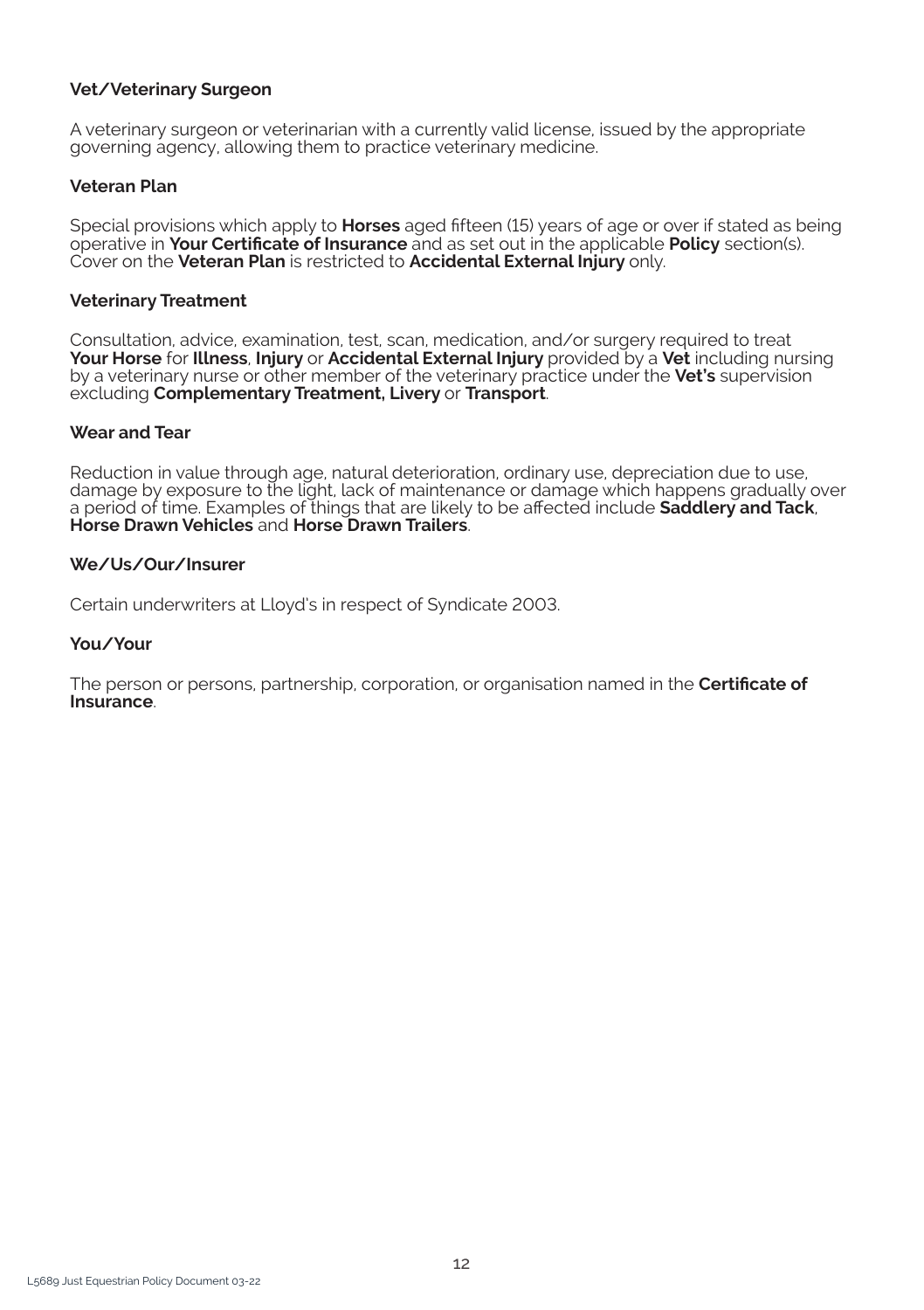**Vet/Veterinary Surgeon**

A veterinary surgeon or veterinarian with a currently valid license, issued by the appropriate governing agency, allowing them to practice veterinary medicine.

**Veteran Plan**

Special provisions which apply to **Horses** aged fifteen (15) years of age or over if stated as being operative in **Your Certificate of Insurance** and as set out in the applicable **Policy** section(s). Cover on the **Veteran Plan** is restricted to **Accidental External Injury** only.

**Veterinary Treatment**

Consultation, advice, examination, test, scan, medication, and/or surgery required to treat **Your Horse** for **Illness**, **Injury** or **Accidental External Injury** provided by a **Vet** including nursing by a veterinary nurse or other member of the veterinary practice under the **Vet's** supervision excluding **Complementary Treatment, Livery** or **Transport**.

**Wear and Tear**

Reduction in value through age, natural deterioration, ordinary use, depreciation due to use, damage by exposure to the light, lack of maintenance or damage which happens gradually over a period of time. Examples of things that are likely to be affected include **Saddlery and Tack**, **Horse Drawn Vehicles** and **Horse Drawn Trailers**.

**We/Us/Our/Insurer**

Certain underwriters at Lloyd's in respect of Syndicate 2003.

**You/Your**

The person or persons, partnership, corporation, or organisation named in the **Certificate of Insurance**.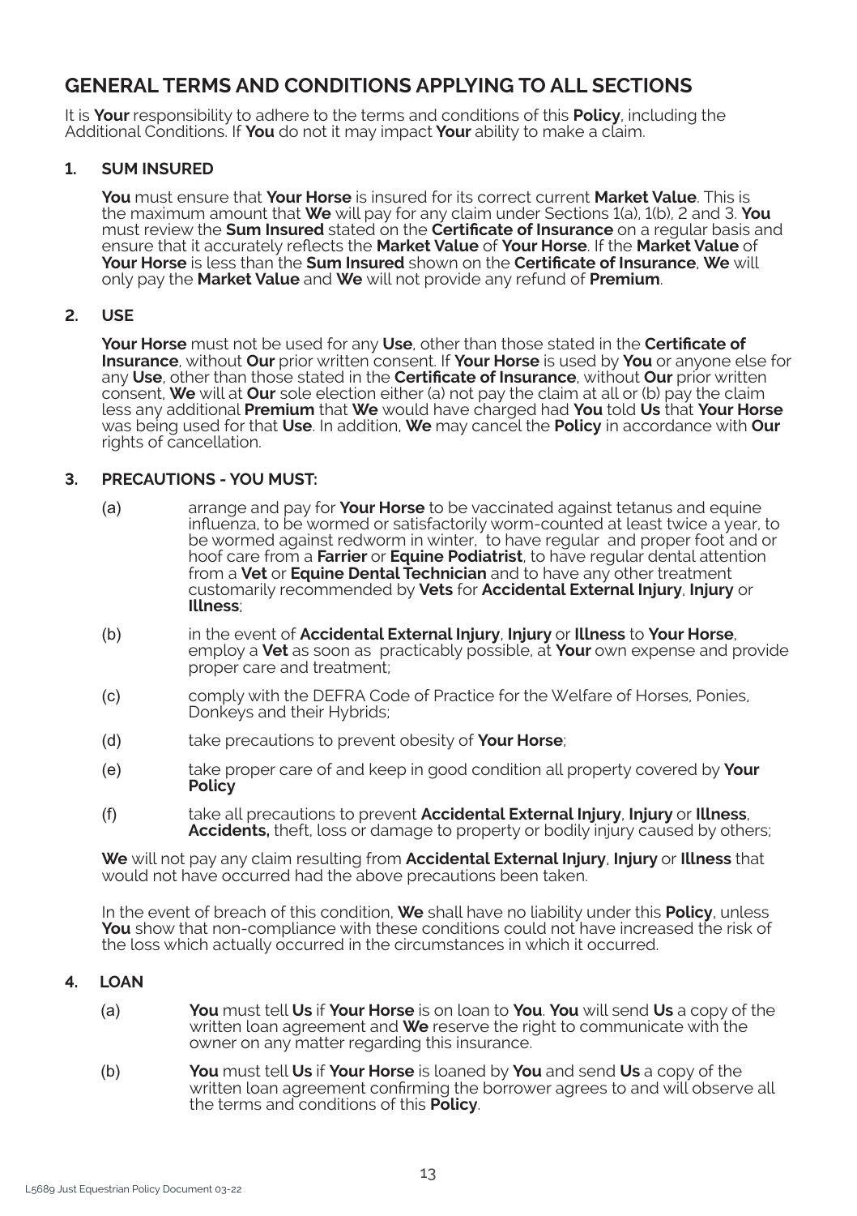## GENERAL TERMS AND CONDITIONS APPLYING TO ALL SECTIONS

It is **Your** responsibility to adhere to the terms and conditions of this **Policy**, including the Additional Conditions. If **You** do not it may impact **Your** ability to make a claim.

### 1. SUM INSURED

**You** must ensure that **Your Horse** is insured for its correct current **Market Value**. This is the maximum amount that **We** will pay for any claim under Sections 1(a), 1(b), 2 and 3. **You** must review the **Sum Insured** stated on the **Certificate of Insurance** on a regular basis and ensure that it accurately reflects the **Market Value** of **Your Horse**. If the **Market Value** of **Your Horse** is less than the **Sum Insured** shown on the **Certificate of Insurance**, **We** will only pay the **Market Value** and **We** will not provide any refund of **Premium**.

### 2. USE

**Your Horse** must not be used for any **Use**, other than those stated in the **Certificate of Insurance**, without **Our** prior written consent. If **Your Horse** is used by **You** or anyone else for any **Use**, other than those stated in the **Certificate of Insurance**, without **Our** prior written consent, **We** will at **Our** sole election either (a) not pay the claim at all or (b) pay the claim less any additional **Premium** that **We** would have charged had **You** told **Us** that **Your Horse** was being used for that **Use**. In addition, **We** may cancel the **Policy** in accordance with **Our** rights of cancellation.

### 3. PRECAUTIONS - YOU MUST:

(a) arrange and pay for **Your Horse** to be vaccinated against tetanus and equine influenza, to be wormed or satisfactorily worm-counted at least twice a year, to be wormed against redworm in winter, to have regular and proper foot and or hoof care from a **Farrier** or **Equine Podiatrist**, to have regular dental attention from a **Vet** or **Equine Dental Technician** and to have any other treatment customarily recommended by **Vets** for **Accidental External Injury**, **Injury** or **Illness**;

(b) in the event of **Accidental External Injury**, **Injury** or **Illness** to **Your Horse**, employ a **Vet** as soon as practicably possible, at **Your** own expense and provide proper care and treatment;

(c) comply with the DEFRA Code of Practice for the Welfare of Horses, Ponies, Donkeys and their Hybrids;

(d) take precautions to prevent obesity of **Your Horse**;

(e) take proper care of and keep in good condition all property covered by **Your Policy**

(f) take all precautions to prevent **Accidental External Injury**, **Injury** or **Illness**, **Accidents,** theft, loss or damage to property or bodily injury caused by others;

**We** will not pay any claim resulting from **Accidental External Injury**, **Injury** or **Illness** that would not have occurred had the above precautions been taken.

In the event of breach of this condition, **We** shall have no liability under this **Policy**, unless **You** show that non-compliance with these conditions could not have increased the risk of the loss which actually occurred in the circumstances in which it occurred.

### 4. LOAN

(a) **You** must tell **Us** if **Your Horse** is on loan to **You**. **You** will send **Us** a copy of the written loan agreement and **We** reserve the right to communicate with the owner on any matter regarding this insurance.

(b) **You** must tell **Us** if **Your Horse** is loaned by **You** and send **Us** a copy of the written loan agreement confirming the borrower agrees to and will observe all the terms and conditions of this **Policy**.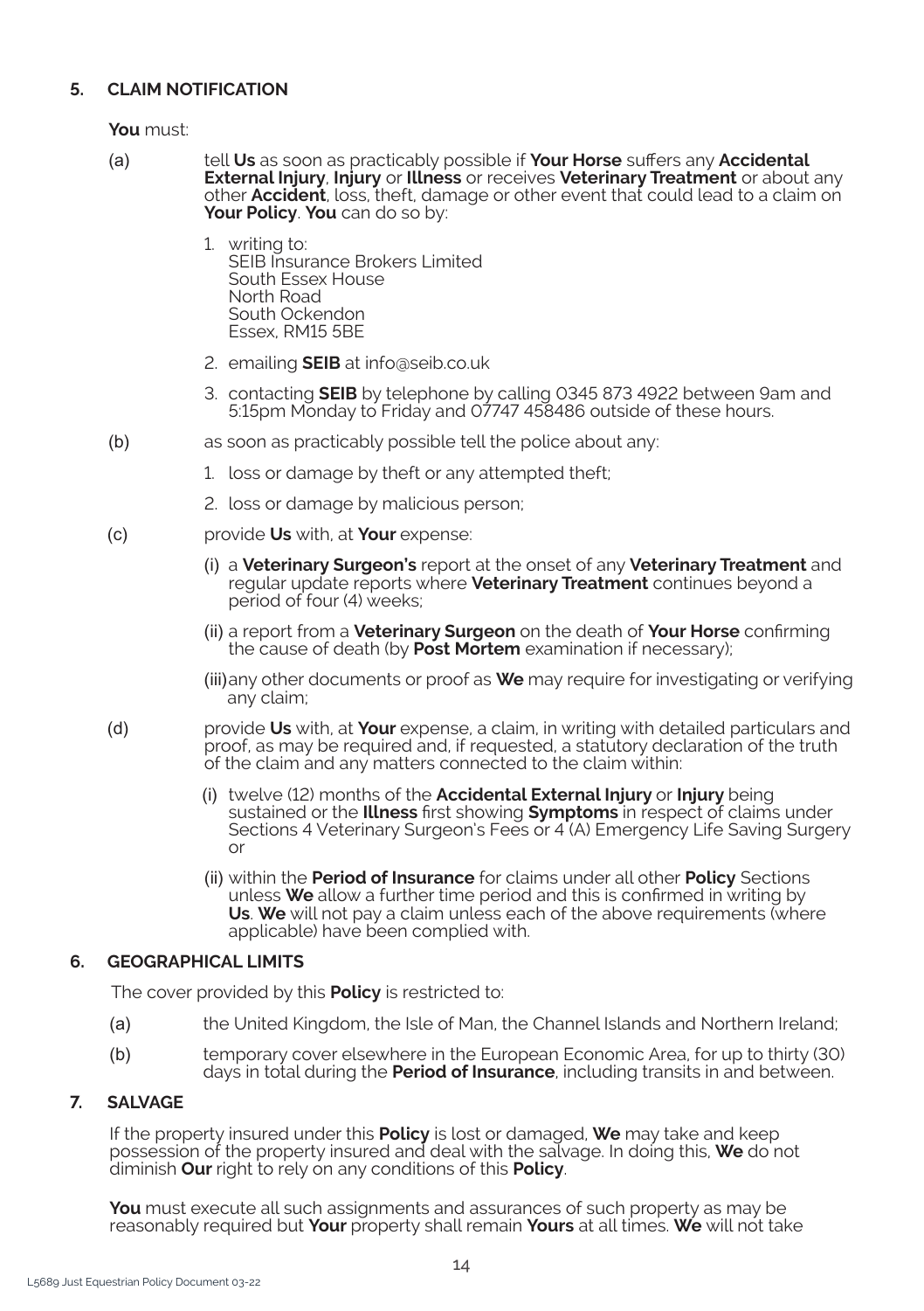## 5. CLAIM NOTIFICATION

**You** must:

(a) tell **Us** as soon as practicably possible if **Your Horse** suffers any **Accidental External Injury**, **Injury** or **Illness** or receives **Veterinary Treatment** or about any other **Accident**, loss, theft, damage or other event that could lead to a claim on **Your Policy**. **You** can do so by:

1. writing to:  
   SEIB Insurance Brokers Limited  
   South Essex House  
   North Road  
   South Ockendon  
   Essex, RM15 5BE
2. emailing **SEIB** at info@seib.co.uk
3. contacting **SEIB** by telephone by calling 0345 873 4922 between 9am and 5:15pm Monday to Friday and 07747 458486 outside of these hours.

(b) as soon as practicably possible tell the police about any:

1. loss or damage by theft or any attempted theft;
2. loss or damage by malicious person;

(c) provide **Us** with, at **Your** expense:

(i) a **Veterinary Surgeon's** report at the onset of any **Veterinary Treatment** and regular update reports where **Veterinary Treatment** continues beyond a period of four (4) weeks;

(ii) a report from a **Veterinary Surgeon** on the death of **Your Horse** confirming the cause of death (by **Post Mortem** examination if necessary);

(iii) any other documents or proof as **We** may require for investigating or verifying any claim;

(d) provide **Us** with, at **Your** expense, a claim, in writing with detailed particulars and proof, as may be required and, if requested, a statutory declaration of the truth of the claim and any matters connected to the claim within:

(i) twelve (12) months of the **Accidental External Injury** or **Injury** being sustained or the **Illness** first showing **Symptoms** in respect of claims under Sections 4 Veterinary Surgeon's Fees or 4 (A) Emergency Life Saving Surgery or

(ii) within the **Period of Insurance** for claims under all other **Policy** Sections unless **We** allow a further time period and this is confirmed in writing by **Us**. **We** will not pay a claim unless each of the above requirements (where applicable) have been complied with.

## 6. GEOGRAPHICAL LIMITS

The cover provided by this **Policy** is restricted to:

(a) the United Kingdom, the Isle of Man, the Channel Islands and Northern Ireland;

(b) temporary cover elsewhere in the European Economic Area, for up to thirty (30) days in total during the **Period of Insurance**, including transits in and between.

## 7. SALVAGE

If the property insured under this **Policy** is lost or damaged, **We** may take and keep possession of the property insured and deal with the salvage. In doing this, **We** do not diminish **Our** right to rely on any conditions of this **Policy**.

**You** must execute all such assignments and assurances of such property as may be reasonably required but **Your** property shall remain **Yours** at all times. **We** will not take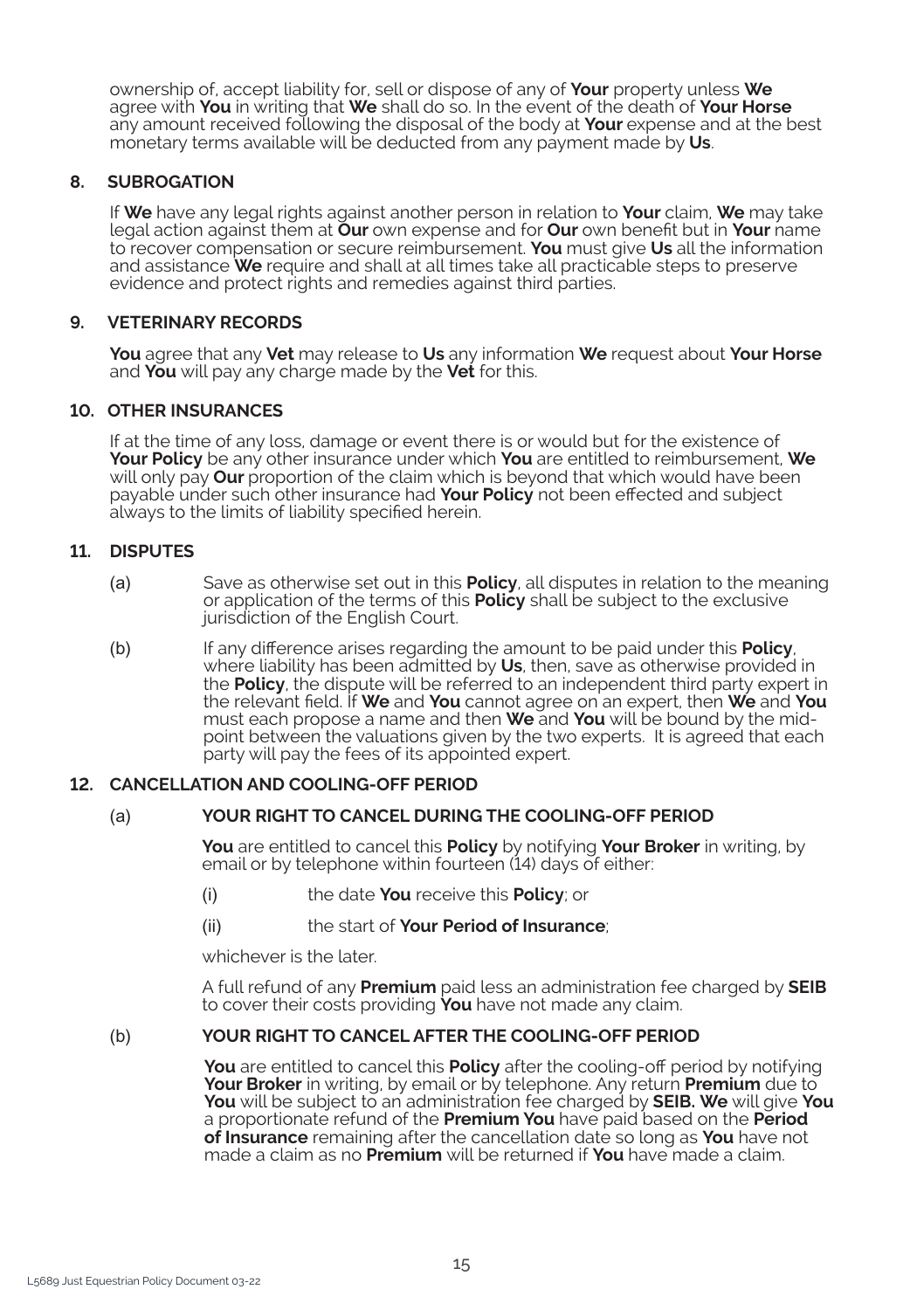ownership of, accept liability for, sell or dispose of any of **Your** property unless **We** agree with **You** in writing that **We** shall do so. In the event of the death of **Your Horse** any amount received following the disposal of the body at **Your** expense and at the best monetary terms available will be deducted from any payment made by **Us**.

### 8. SUBROGATION

If **We** have any legal rights against another person in relation to **Your** claim, **We** may take legal action against them at **Our** own expense and for **Our** own benefit but in **Your** name to recover compensation or secure reimbursement. **You** must give **Us** all the information and assistance **We** require and shall at all times take all practicable steps to preserve evidence and protect rights and remedies against third parties.

### 9. VETERINARY RECORDS

**You** agree that any **Vet** may release to **Us** any information **We** request about **Your Horse** and **You** will pay any charge made by the **Vet** for this.

### 10. OTHER INSURANCES

If at the time of any loss, damage or event there is or would but for the existence of **Your Policy** be any other insurance under which **You** are entitled to reimbursement, **We** will only pay **Our** proportion of the claim which is beyond that which would have been payable under such other insurance had **Your Policy** not been effected and subject always to the limits of liability specified herein.

### 11. DISPUTES

(a) Save as otherwise set out in this **Policy**, all disputes in relation to the meaning or application of the terms of this **Policy** shall be subject to the exclusive jurisdiction of the English Court.

(b) If any difference arises regarding the amount to be paid under this **Policy**, where liability has been admitted by **Us**, then, save as otherwise provided in the **Policy**, the dispute will be referred to an independent third party expert in the relevant field. If **We** and **You** cannot agree on an expert, then **We** and **You** must each propose a name and then **We** and **You** will be bound by the mid-point between the valuations given by the two experts. It is agreed that each party will pay the fees of its appointed expert.

### 12. CANCELLATION AND COOLING-OFF PERIOD

#### (a) YOUR RIGHT TO CANCEL DURING THE COOLING-OFF PERIOD

**You** are entitled to cancel this **Policy** by notifying **Your Broker** in writing, by email or by telephone within fourteen (14) days of either:

(i) the date **You** receive this **Policy**; or

(ii) the start of **Your Period of Insurance**;

whichever is the later.

A full refund of any **Premium** paid less an administration fee charged by **SEIB** to cover their costs providing **You** have not made any claim.

#### (b) YOUR RIGHT TO CANCEL AFTER THE COOLING-OFF PERIOD

**You** are entitled to cancel this **Policy** after the cooling-off period by notifying **Your Broker** in writing, by email or by telephone. Any return **Premium** due to **You** will be subject to an administration fee charged by **SEIB. We** will give **You** a proportionate refund of the **Premium You** have paid based on the **Period of Insurance** remaining after the cancellation date so long as **You** have not made a claim as no **Premium** will be returned if **You** have made a claim.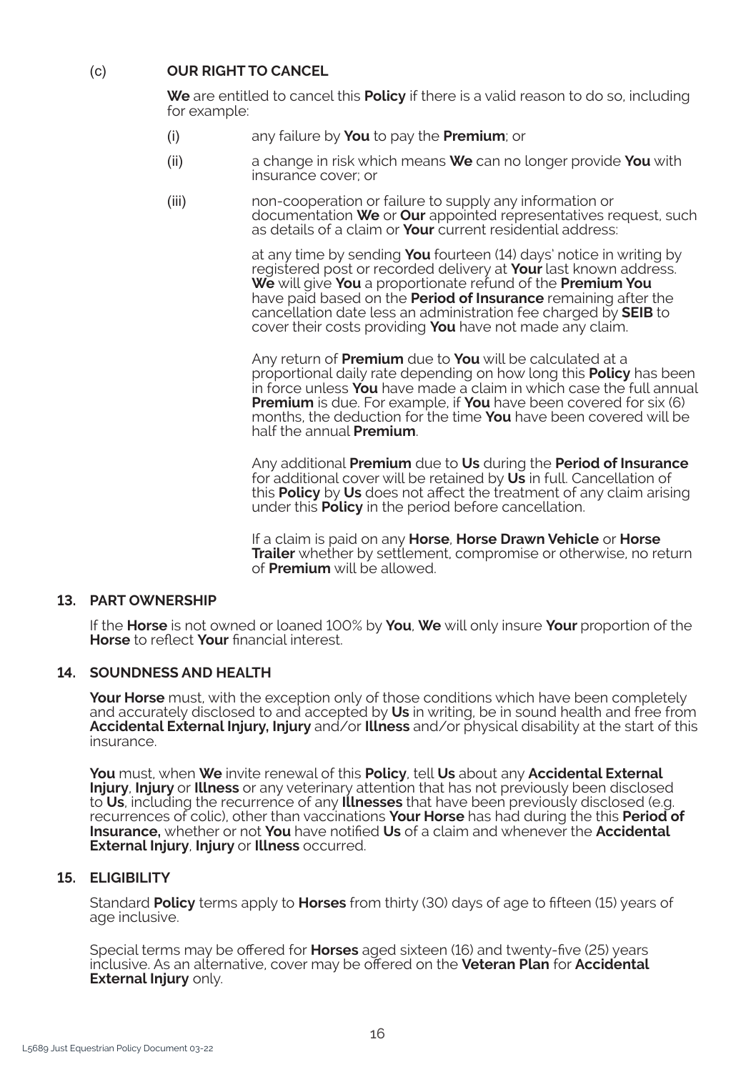(c) **OUR RIGHT TO CANCEL**

**We** are entitled to cancel this **Policy** if there is a valid reason to do so, including for example:

(i) any failure by **You** to pay the **Premium**; or

(ii) a change in risk which means **We** can no longer provide **You** with insurance cover; or

(iii) non-cooperation or failure to supply any information or documentation **We** or **Our** appointed representatives request, such as details of a claim or **Your** current residential address:

at any time by sending **You** fourteen (14) days' notice in writing by registered post or recorded delivery at **Your** last known address. **We** will give **You** a proportionate refund of the **Premium You** have paid based on the **Period of Insurance** remaining after the cancellation date less an administration fee charged by **SEIB** to cover their costs providing **You** have not made any claim.

Any return of **Premium** due to **You** will be calculated at a proportional daily rate depending on how long this **Policy** has been in force unless **You** have made a claim in which case the full annual **Premium** is due. For example, if **You** have been covered for six (6) months, the deduction for the time **You** have been covered will be half the annual **Premium**.

Any additional **Premium** due to **Us** during the **Period of Insurance** for additional cover will be retained by **Us** in full. Cancellation of this **Policy** by **Us** does not affect the treatment of any claim arising under this **Policy** in the period before cancellation.

If a claim is paid on any **Horse**, **Horse Drawn Vehicle** or **Horse Trailer** whether by settlement, compromise or otherwise, no return of **Premium** will be allowed.

## 13. PART OWNERSHIP

If the **Horse** is not owned or loaned 100% by **You**, **We** will only insure **Your** proportion of the **Horse** to reflect **Your** financial interest.

## 14. SOUNDNESS AND HEALTH

**Your Horse** must, with the exception only of those conditions which have been completely and accurately disclosed to and accepted by **Us** in writing, be in sound health and free from **Accidental External Injury, Injury** and/or **Illness** and/or physical disability at the start of this insurance.

**You** must, when **We** invite renewal of this **Policy**, tell **Us** about any **Accidental External Injury**, **Injury** or **Illness** or any veterinary attention that has not previously been disclosed to **Us**, including the recurrence of any **Illnesses** that have been previously disclosed (e.g. recurrences of colic), other than vaccinations **Your Horse** has had during the this **Period of Insurance,** whether or not **You** have notified **Us** of a claim and whenever the **Accidental External Injury**, **Injury** or **Illness** occurred.

## 15. ELIGIBILITY

Standard **Policy** terms apply to **Horses** from thirty (30) days of age to fifteen (15) years of age inclusive.

Special terms may be offered for **Horses** aged sixteen (16) and twenty-five (25) years inclusive. As an alternative, cover may be offered on the **Veteran Plan** for **Accidental External Injury** only.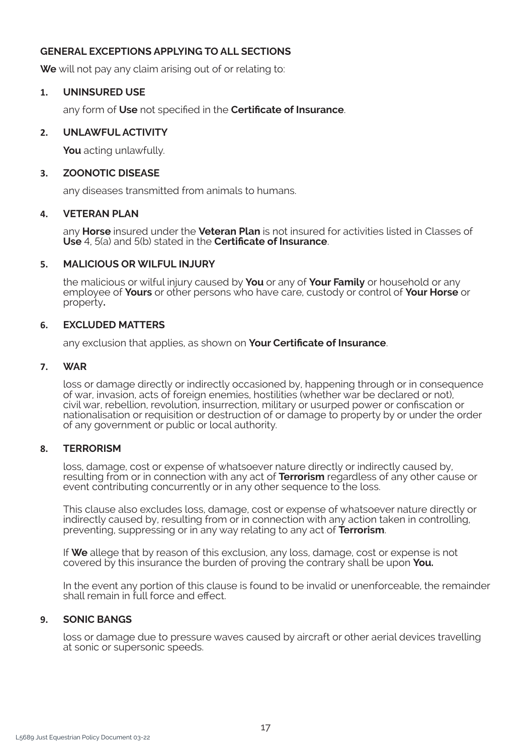## GENERAL EXCEPTIONS APPLYING TO ALL SECTIONS

**We** will not pay any claim arising out of or relating to:

### 1. UNINSURED USE

any form of **Use** not specified in the **Certificate of Insurance**.

### 2. UNLAWFUL ACTIVITY

**You** acting unlawfully.

### 3. ZOONOTIC DISEASE

any diseases transmitted from animals to humans.

### 4. VETERAN PLAN

any **Horse** insured under the **Veteran Plan** is not insured for activities listed in Classes of **Use** 4, 5(a) and 5(b) stated in the **Certificate of Insurance**.

### 5. MALICIOUS OR WILFUL INJURY

the malicious or wilful injury caused by **You** or any of **Your Family** or household or any employee of **Yours** or other persons who have care, custody or control of **Your Horse** or property**.**

### 6. EXCLUDED MATTERS

any exclusion that applies, as shown on **Your Certificate of Insurance**.

### 7. WAR

loss or damage directly or indirectly occasioned by, happening through or in consequence of war, invasion, acts of foreign enemies, hostilities (whether war be declared or not), civil war, rebellion, revolution, insurrection, military or usurped power or confiscation or nationalisation or requisition or destruction of or damage to property by or under the order of any government or public or local authority.

### 8. TERRORISM

loss, damage, cost or expense of whatsoever nature directly or indirectly caused by, resulting from or in connection with any act of **Terrorism** regardless of any other cause or event contributing concurrently or in any other sequence to the loss.

This clause also excludes loss, damage, cost or expense of whatsoever nature directly or indirectly caused by, resulting from or in connection with any action taken in controlling, preventing, suppressing or in any way relating to any act of **Terrorism**.

If **We** allege that by reason of this exclusion, any loss, damage, cost or expense is not covered by this insurance the burden of proving the contrary shall be upon **You.**

In the event any portion of this clause is found to be invalid or unenforceable, the remainder shall remain in full force and effect.

### 9. SONIC BANGS

loss or damage due to pressure waves caused by aircraft or other aerial devices travelling at sonic or supersonic speeds.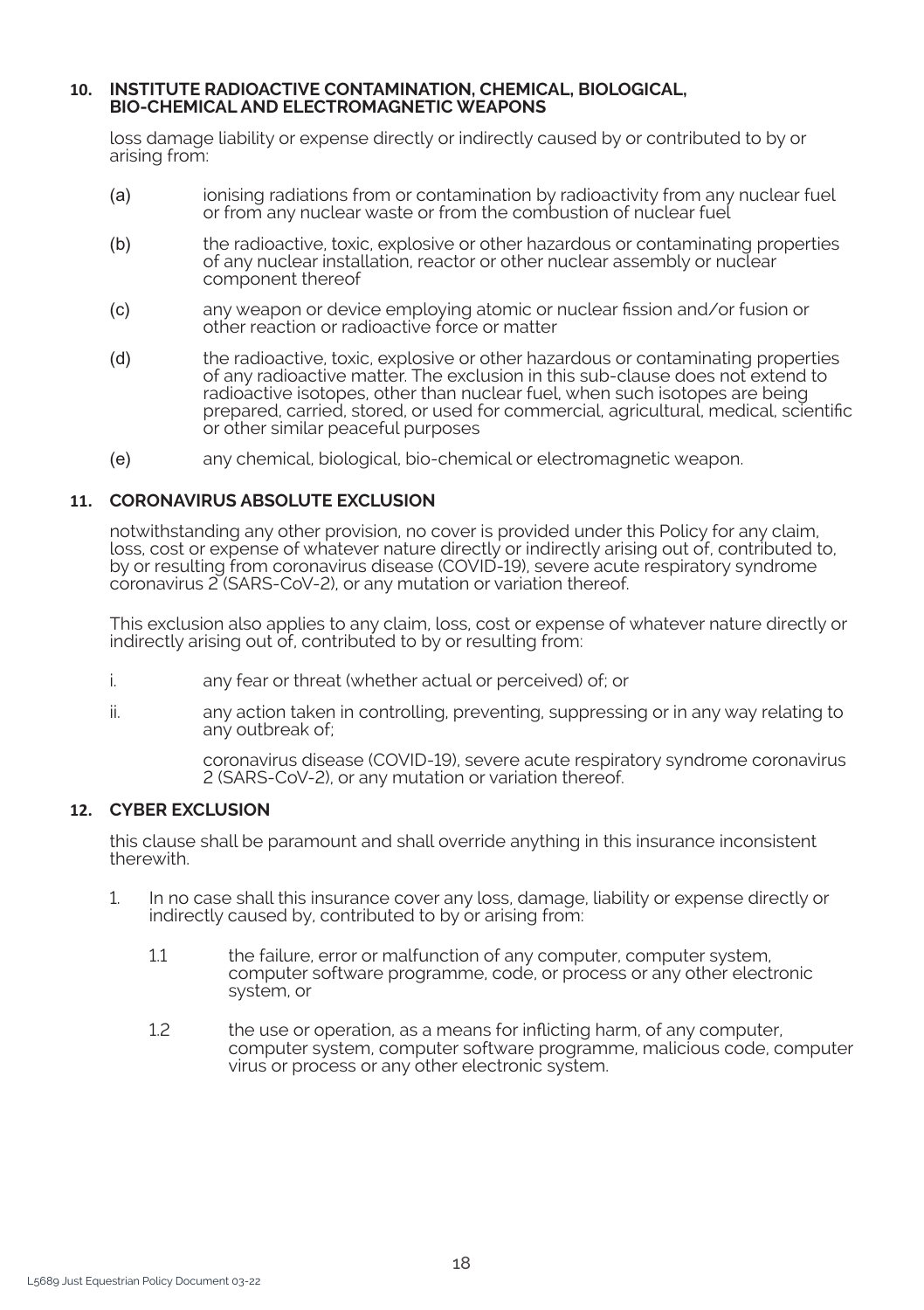### 10. INSTITUTE RADIOACTIVE CONTAMINATION, CHEMICAL, BIOLOGICAL, BIO-CHEMICAL AND ELECTROMAGNETIC WEAPONS

loss damage liability or expense directly or indirectly caused by or contributed to by or arising from:

(a) ionising radiations from or contamination by radioactivity from any nuclear fuel or from any nuclear waste or from the combustion of nuclear fuel

(b) the radioactive, toxic, explosive or other hazardous or contaminating properties of any nuclear installation, reactor or other nuclear assembly or nuclear component thereof

(c) any weapon or device employing atomic or nuclear fission and/or fusion or other reaction or radioactive force or matter

(d) the radioactive, toxic, explosive or other hazardous or contaminating properties of any radioactive matter. The exclusion in this sub-clause does not extend to radioactive isotopes, other than nuclear fuel, when such isotopes are being prepared, carried, stored, or used for commercial, agricultural, medical, scientific or other similar peaceful purposes

(e) any chemical, biological, bio-chemical or electromagnetic weapon.

### 11. CORONAVIRUS ABSOLUTE EXCLUSION

notwithstanding any other provision, no cover is provided under this Policy for any claim, loss, cost or expense of whatever nature directly or indirectly arising out of, contributed to, by or resulting from coronavirus disease (COVID-19), severe acute respiratory syndrome coronavirus 2 (SARS-CoV-2), or any mutation or variation thereof.

This exclusion also applies to any claim, loss, cost or expense of whatever nature directly or indirectly arising out of, contributed to by or resulting from:

i. any fear or threat (whether actual or perceived) of; or

ii. any action taken in controlling, preventing, suppressing or in any way relating to any outbreak of;

coronavirus disease (COVID-19), severe acute respiratory syndrome coronavirus 2 (SARS-CoV-2), or any mutation or variation thereof.

### 12. CYBER EXCLUSION

this clause shall be paramount and shall override anything in this insurance inconsistent therewith.

1. In no case shall this insurance cover any loss, damage, liability or expense directly or indirectly caused by, contributed to by or arising from:

   1.1 the failure, error or malfunction of any computer, computer system, computer software programme, code, or process or any other electronic system, or

   1.2 the use or operation, as a means for inflicting harm, of any computer, computer system, computer software programme, malicious code, computer virus or process or any other electronic system.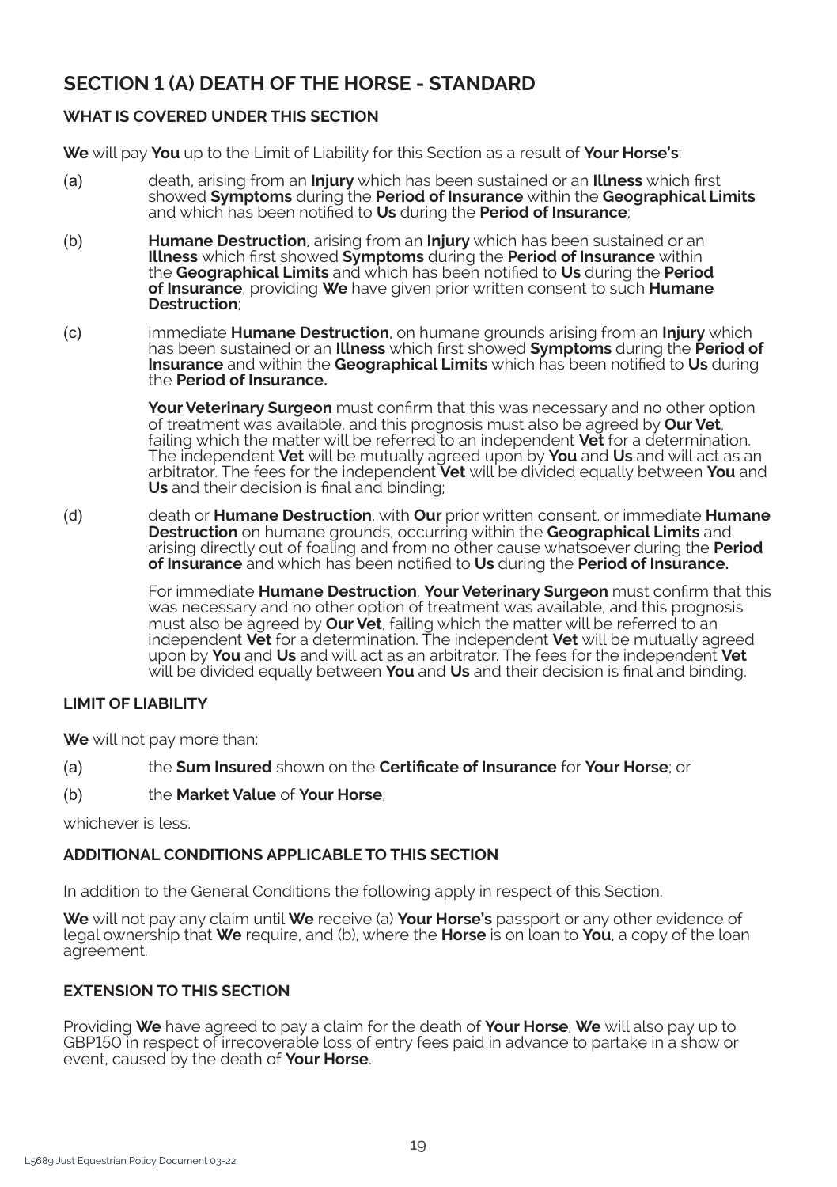## SECTION 1 (A) DEATH OF THE HORSE - STANDARD

### WHAT IS COVERED UNDER THIS SECTION

**We** will pay **You** up to the Limit of Liability for this Section as a result of **Your Horse's**:

(a) death, arising from an **Injury** which has been sustained or an **Illness** which first showed **Symptoms** during the **Period of Insurance** within the **Geographical Limits** and which has been notified to **Us** during the **Period of Insurance**;

(b) **Humane Destruction**, arising from an **Injury** which has been sustained or an **Illness** which first showed **Symptoms** during the **Period of Insurance** within the **Geographical Limits** and which has been notified to **Us** during the **Period of Insurance**, providing **We** have given prior written consent to such **Humane Destruction**;

(c) immediate **Humane Destruction**, on humane grounds arising from an **Injury** which has been sustained or an **Illness** which first showed **Symptoms** during the **Period of Insurance** and within the **Geographical Limits** which has been notified to **Us** during the **Period of Insurance.**

**Your Veterinary Surgeon** must confirm that this was necessary and no other option of treatment was available, and this prognosis must also be agreed by **Our Vet**, failing which the matter will be referred to an independent **Vet** for a determination. The independent **Vet** will be mutually agreed upon by **You** and **Us** and will act as an arbitrator. The fees for the independent **Vet** will be divided equally between **You** and **Us** and their decision is final and binding;

(d) death or **Humane Destruction**, with **Our** prior written consent, or immediate **Humane Destruction** on humane grounds, occurring within the **Geographical Limits** and arising directly out of foaling and from no other cause whatsoever during the **Period of Insurance** and which has been notified to **Us** during the **Period of Insurance.**

For immediate **Humane Destruction**, **Your Veterinary Surgeon** must confirm that this was necessary and no other option of treatment was available, and this prognosis must also be agreed by **Our Vet**, failing which the matter will be referred to an independent **Vet** for a determination. The independent **Vet** will be mutually agreed upon by **You** and **Us** and will act as an arbitrator. The fees for the independent **Vet** will be divided equally between **You** and **Us** and their decision is final and binding.

### LIMIT OF LIABILITY

**We** will not pay more than:

(a) the **Sum Insured** shown on the **Certificate of Insurance** for **Your Horse**; or

(b) the **Market Value** of **Your Horse**;

whichever is less.

### ADDITIONAL CONDITIONS APPLICABLE TO THIS SECTION

In addition to the General Conditions the following apply in respect of this Section.

**We** will not pay any claim until **We** receive (a) **Your Horse's** passport or any other evidence of legal ownership that **We** require, and (b), where the **Horse** is on loan to **You**, a copy of the loan agreement.

### EXTENSION TO THIS SECTION

Providing **We** have agreed to pay a claim for the death of **Your Horse**, **We** will also pay up to GBP150 in respect of irrecoverable loss of entry fees paid in advance to partake in a show or event, caused by the death of **Your Horse**.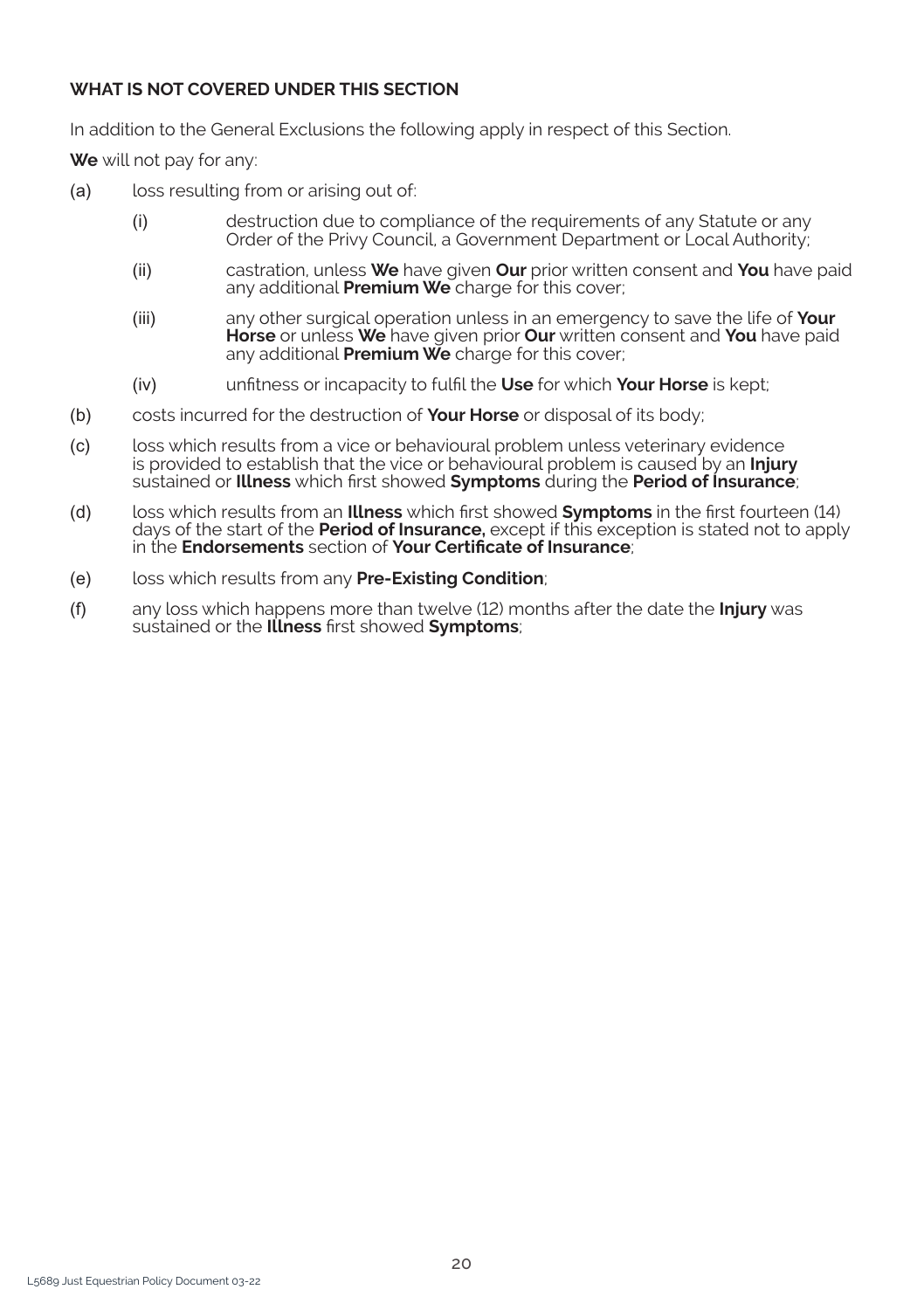**WHAT IS NOT COVERED UNDER THIS SECTION**

In addition to the General Exclusions the following apply in respect of this Section.

**We** will not pay for any:

(a) loss resulting from or arising out of:

  (i) destruction due to compliance of the requirements of any Statute or any Order of the Privy Council, a Government Department or Local Authority;

  (ii) castration, unless **We** have given **Our** prior written consent and **You** have paid any additional **Premium We** charge for this cover;

  (iii) any other surgical operation unless in an emergency to save the life of **Your Horse** or unless **We** have given prior **Our** written consent and **You** have paid any additional **Premium We** charge for this cover;

  (iv) unfitness or incapacity to fulfil the **Use** for which **Your Horse** is kept;

(b) costs incurred for the destruction of **Your Horse** or disposal of its body;

(c) loss which results from a vice or behavioural problem unless veterinary evidence is provided to establish that the vice or behavioural problem is caused by an **Injury** sustained or **Illness** which first showed **Symptoms** during the **Period of Insurance**;

(d) loss which results from an **Illness** which first showed **Symptoms** in the first fourteen (14) days of the start of the **Period of Insurance,** except if this exception is stated not to apply in the **Endorsements** section of **Your Certificate of Insurance**;

(e) loss which results from any **Pre-Existing Condition**;

(f) any loss which happens more than twelve (12) months after the date the **Injury** was sustained or the **Illness** first showed **Symptoms**;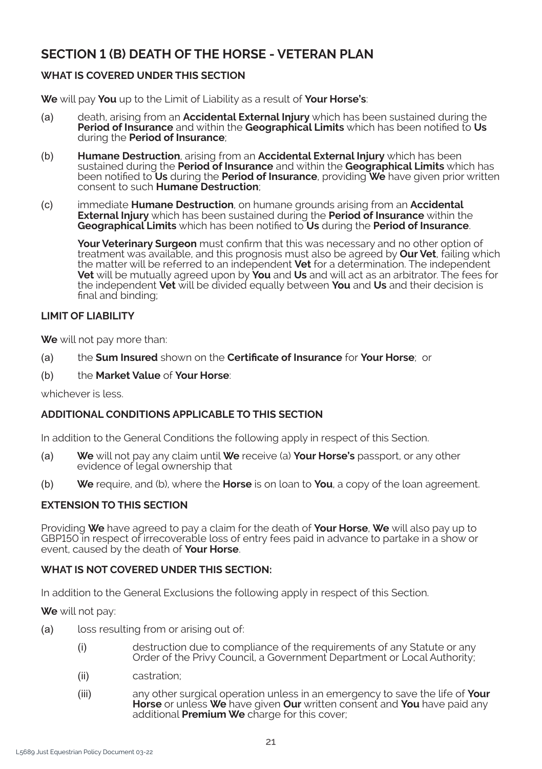## SECTION 1 (B) DEATH OF THE HORSE - VETERAN PLAN

### WHAT IS COVERED UNDER THIS SECTION

**We** will pay **You** up to the Limit of Liability as a result of **Your Horse's**:

(a) death, arising from an **Accidental External Injury** which has been sustained during the **Period of Insurance** and within the **Geographical Limits** which has been notified to **Us** during the **Period of Insurance**;

(b) **Humane Destruction**, arising from an **Accidental External Injury** which has been sustained during the **Period of Insurance** and within the **Geographical Limits** which has been notified to **Us** during the **Period of Insurance**, providing **We** have given prior written consent to such **Humane Destruction**;

(c) immediate **Humane Destruction**, on humane grounds arising from an **Accidental External Injury** which has been sustained during the **Period of Insurance** within the **Geographical Limits** which has been notified to **Us** during the **Period of Insurance**.

**Your Veterinary Surgeon** must confirm that this was necessary and no other option of treatment was available, and this prognosis must also be agreed by **Our Vet**, failing which the matter will be referred to an independent **Vet** for a determination. The independent **Vet** will be mutually agreed upon by **You** and **Us** and will act as an arbitrator. The fees for the independent **Vet** will be divided equally between **You** and **Us** and their decision is final and binding;

### LIMIT OF LIABILITY

**We** will not pay more than:

(a) the **Sum Insured** shown on the **Certificate of Insurance** for **Your Horse**; or

(b) the **Market Value** of **Your Horse**:

whichever is less.

### ADDITIONAL CONDITIONS APPLICABLE TO THIS SECTION

In addition to the General Conditions the following apply in respect of this Section.

(a) **We** will not pay any claim until **We** receive (a) **Your Horse's** passport, or any other evidence of legal ownership that

(b) **We** require, and (b), where the **Horse** is on loan to **You**, a copy of the loan agreement.

### EXTENSION TO THIS SECTION

Providing **We** have agreed to pay a claim for the death of **Your Horse**, **We** will also pay up to GBP150 in respect of irrecoverable loss of entry fees paid in advance to partake in a show or event, caused by the death of **Your Horse**.

### WHAT IS NOT COVERED UNDER THIS SECTION:

In addition to the General Exclusions the following apply in respect of this Section.

**We** will not pay:

(a) loss resulting from or arising out of:

(i) destruction due to compliance of the requirements of any Statute or any Order of the Privy Council, a Government Department or Local Authority;

(ii) castration;

(iii) any other surgical operation unless in an emergency to save the life of **Your Horse** or unless **We** have given **Our** written consent and **You** have paid any additional **Premium We** charge for this cover;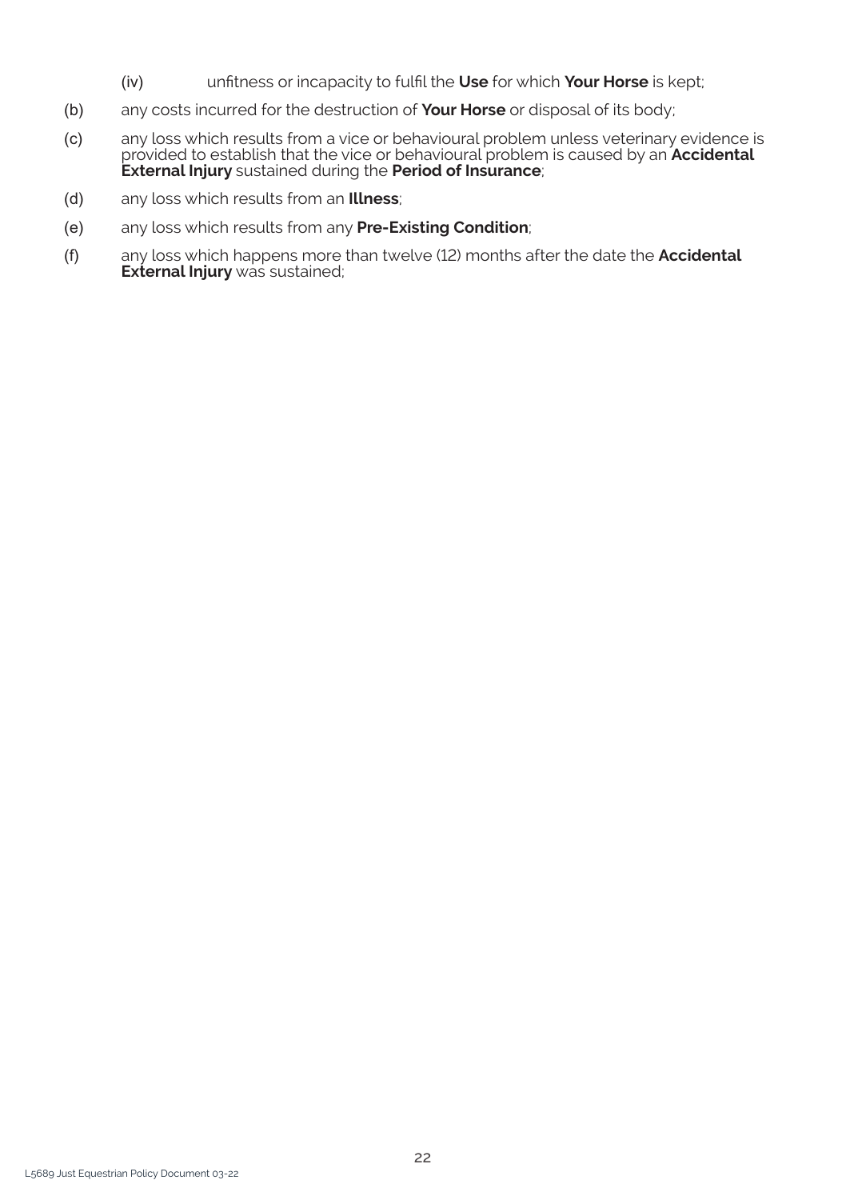(iv) unfitness or incapacity to fulfil the **Use** for which **Your Horse** is kept;

(b) any costs incurred for the destruction of **Your Horse** or disposal of its body;

(c) any loss which results from a vice or behavioural problem unless veterinary evidence is provided to establish that the vice or behavioural problem is caused by an **Accidental External Injury** sustained during the **Period of Insurance**;

(d) any loss which results from an **Illness**;

(e) any loss which results from any **Pre-Existing Condition**;

(f) any loss which happens more than twelve (12) months after the date the **Accidental External Injury** was sustained;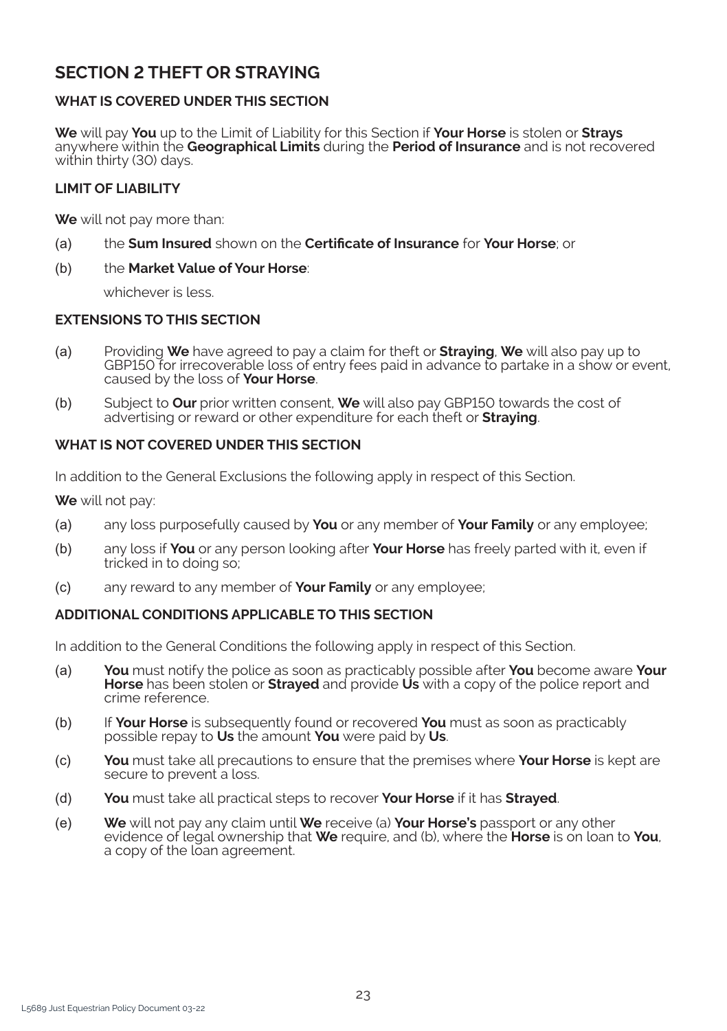## SECTION 2 THEFT OR STRAYING

### WHAT IS COVERED UNDER THIS SECTION

**We** will pay **You** up to the Limit of Liability for this Section if **Your Horse** is stolen or **Strays** anywhere within the **Geographical Limits** during the **Period of Insurance** and is not recovered within thirty (30) days.

### LIMIT OF LIABILITY

**We** will not pay more than:

(a) the **Sum Insured** shown on the **Certificate of Insurance** for **Your Horse**; or

(b) the **Market Value of Your Horse**:

whichever is less.

### EXTENSIONS TO THIS SECTION

(a) Providing **We** have agreed to pay a claim for theft or **Straying**, **We** will also pay up to GBP150 for irrecoverable loss of entry fees paid in advance to partake in a show or event, caused by the loss of **Your Horse**.

(b) Subject to **Our** prior written consent, **We** will also pay GBP150 towards the cost of advertising or reward or other expenditure for each theft or **Straying**.

### WHAT IS NOT COVERED UNDER THIS SECTION

In addition to the General Exclusions the following apply in respect of this Section.

**We** will not pay:

(a) any loss purposefully caused by **You** or any member of **Your Family** or any employee;

(b) any loss if **You** or any person looking after **Your Horse** has freely parted with it, even if tricked in to doing so;

(c) any reward to any member of **Your Family** or any employee;

### ADDITIONAL CONDITIONS APPLICABLE TO THIS SECTION

In addition to the General Conditions the following apply in respect of this Section.

(a) **You** must notify the police as soon as practicably possible after **You** become aware **Your Horse** has been stolen or **Strayed** and provide **Us** with a copy of the police report and crime reference.

(b) If **Your Horse** is subsequently found or recovered **You** must as soon as practicably possible repay to **Us** the amount **You** were paid by **Us**.

(c) **You** must take all precautions to ensure that the premises where **Your Horse** is kept are secure to prevent a loss.

(d) **You** must take all practical steps to recover **Your Horse** if it has **Strayed**.

(e) **We** will not pay any claim until **We** receive (a) **Your Horse's** passport or any other evidence of legal ownership that **We** require, and (b), where the **Horse** is on loan to **You**, a copy of the loan agreement.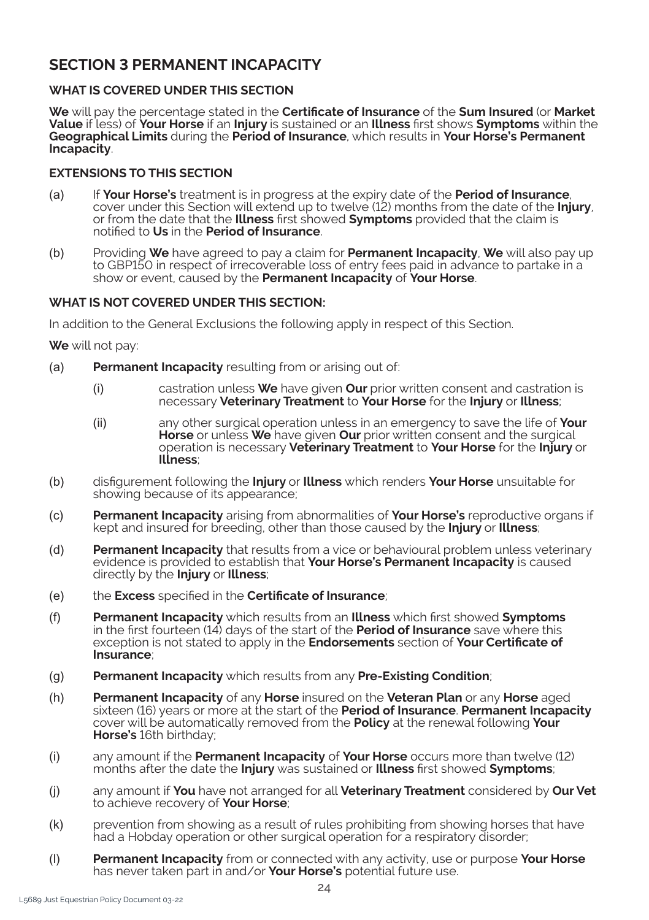## SECTION 3 PERMANENT INCAPACITY

### WHAT IS COVERED UNDER THIS SECTION

**We** will pay the percentage stated in the **Certificate of Insurance** of the **Sum Insured** (or **Market Value** if less) of **Your Horse** if an **Injury** is sustained or an **Illness** first shows **Symptoms** within the **Geographical Limits** during the **Period of Insurance**, which results in **Your Horse's Permanent Incapacity**.

### EXTENSIONS TO THIS SECTION

(a) If **Your Horse's** treatment is in progress at the expiry date of the **Period of Insurance**, cover under this Section will extend up to twelve (12) months from the date of the **Injury**, or from the date that the **Illness** first showed **Symptoms** provided that the claim is notified to **Us** in the **Period of Insurance**.

(b) Providing **We** have agreed to pay a claim for **Permanent Incapacity**, **We** will also pay up to GBP150 in respect of irrecoverable loss of entry fees paid in advance to partake in a show or event, caused by the **Permanent Incapacity** of **Your Horse**.

### WHAT IS NOT COVERED UNDER THIS SECTION:

In addition to the General Exclusions the following apply in respect of this Section.

**We** will not pay:

(a) **Permanent Incapacity** resulting from or arising out of:

(i) castration unless **We** have given **Our** prior written consent and castration is necessary **Veterinary Treatment** to **Your Horse** for the **Injury** or **Illness**;

(ii) any other surgical operation unless in an emergency to save the life of **Your Horse** or unless **We** have given **Our** prior written consent and the surgical operation is necessary **Veterinary Treatment** to **Your Horse** for the **Injury** or **Illness**;

(b) disfigurement following the **Injury** or **Illness** which renders **Your Horse** unsuitable for showing because of its appearance;

(c) **Permanent Incapacity** arising from abnormalities of **Your Horse's** reproductive organs if kept and insured for breeding, other than those caused by the **Injury** or **Illness**;

(d) **Permanent Incapacity** that results from a vice or behavioural problem unless veterinary evidence is provided to establish that **Your Horse's Permanent Incapacity** is caused directly by the **Injury** or **Illness**;

(e) the **Excess** specified in the **Certificate of Insurance**;

(f) **Permanent Incapacity** which results from an **Illness** which first showed **Symptoms** in the first fourteen (14) days of the start of the **Period of Insurance** save where this exception is not stated to apply in the **Endorsements** section of **Your Certificate of Insurance**;

(g) **Permanent Incapacity** which results from any **Pre-Existing Condition**;

(h) **Permanent Incapacity** of any **Horse** insured on the **Veteran Plan** or any **Horse** aged sixteen (16) years or more at the start of the **Period of Insurance**. **Permanent Incapacity** cover will be automatically removed from the **Policy** at the renewal following **Your Horse's** 16th birthday;

(i) any amount if the **Permanent Incapacity** of **Your Horse** occurs more than twelve (12) months after the date the **Injury** was sustained or **Illness** first showed **Symptoms**;

(j) any amount if **You** have not arranged for all **Veterinary Treatment** considered by **Our Vet** to achieve recovery of **Your Horse**;

(k) prevention from showing as a result of rules prohibiting from showing horses that have had a Hobday operation or other surgical operation for a respiratory disorder;

(l) **Permanent Incapacity** from or connected with any activity, use or purpose **Your Horse** has never taken part in and/or **Your Horse's** potential future use.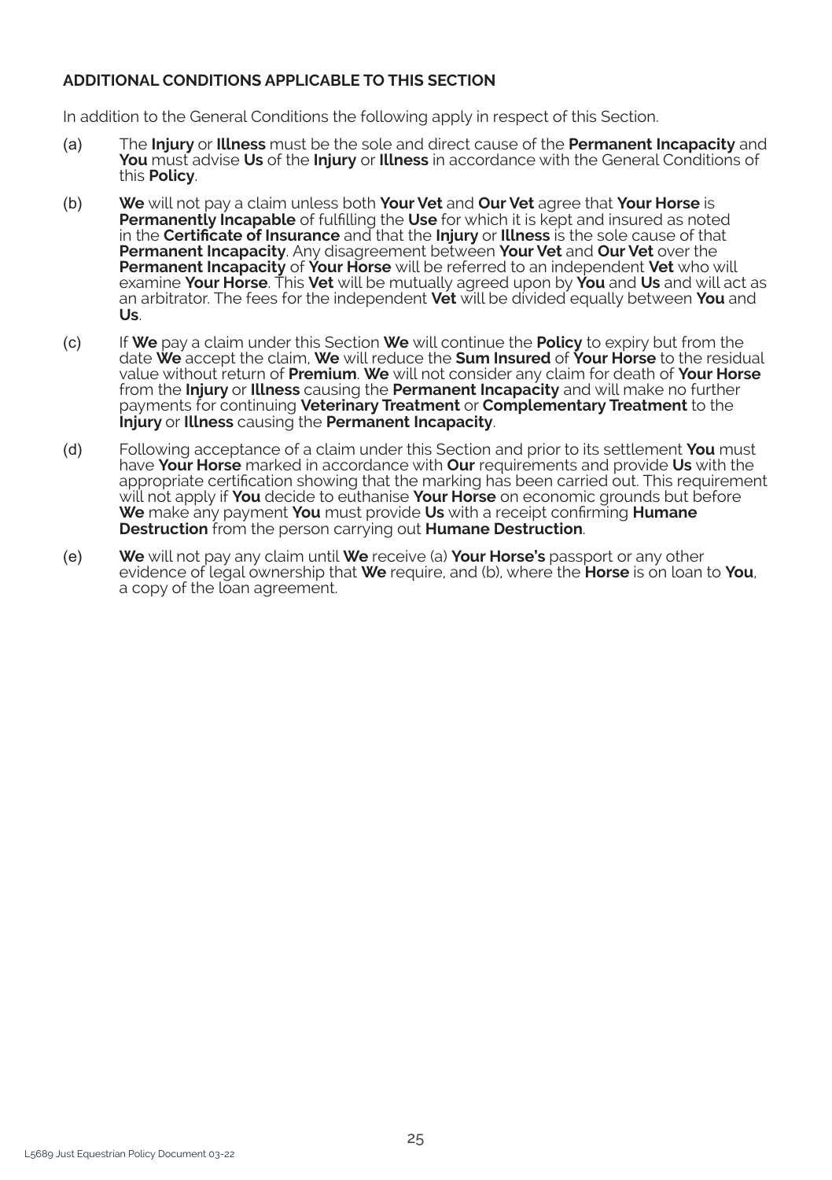**ADDITIONAL CONDITIONS APPLICABLE TO THIS SECTION**

In addition to the General Conditions the following apply in respect of this Section.

(a) The **Injury** or **Illness** must be the sole and direct cause of the **Permanent Incapacity** and **You** must advise **Us** of the **Injury** or **Illness** in accordance with the General Conditions of this **Policy**.

(b) **We** will not pay a claim unless both **Your Vet** and **Our Vet** agree that **Your Horse** is **Permanently Incapable** of fulfilling the **Use** for which it is kept and insured as noted in the **Certificate of Insurance** and that the **Injury** or **Illness** is the sole cause of that **Permanent Incapacity**. Any disagreement between **Your Vet** and **Our Vet** over the **Permanent Incapacity** of **Your Horse** will be referred to an independent **Vet** who will examine **Your Horse**. This **Vet** will be mutually agreed upon by **You** and **Us** and will act as an arbitrator. The fees for the independent **Vet** will be divided equally between **You** and **Us**.

(c) If **We** pay a claim under this Section **We** will continue the **Policy** to expiry but from the date **We** accept the claim, **We** will reduce the **Sum Insured** of **Your Horse** to the residual value without return of **Premium**. **We** will not consider any claim for death of **Your Horse** from the **Injury** or **Illness** causing the **Permanent Incapacity** and will make no further payments for continuing **Veterinary Treatment** or **Complementary Treatment** to the **Injury** or **Illness** causing the **Permanent Incapacity**.

(d) Following acceptance of a claim under this Section and prior to its settlement **You** must have **Your Horse** marked in accordance with **Our** requirements and provide **Us** with the appropriate certification showing that the marking has been carried out. This requirement will not apply if **You** decide to euthanise **Your Horse** on economic grounds but before **We** make any payment **You** must provide **Us** with a receipt confirming **Humane Destruction** from the person carrying out **Humane Destruction**.

(e) **We** will not pay any claim until **We** receive (a) **Your Horse's** passport or any other evidence of legal ownership that **We** require, and (b), where the **Horse** is on loan to **You**, a copy of the loan agreement.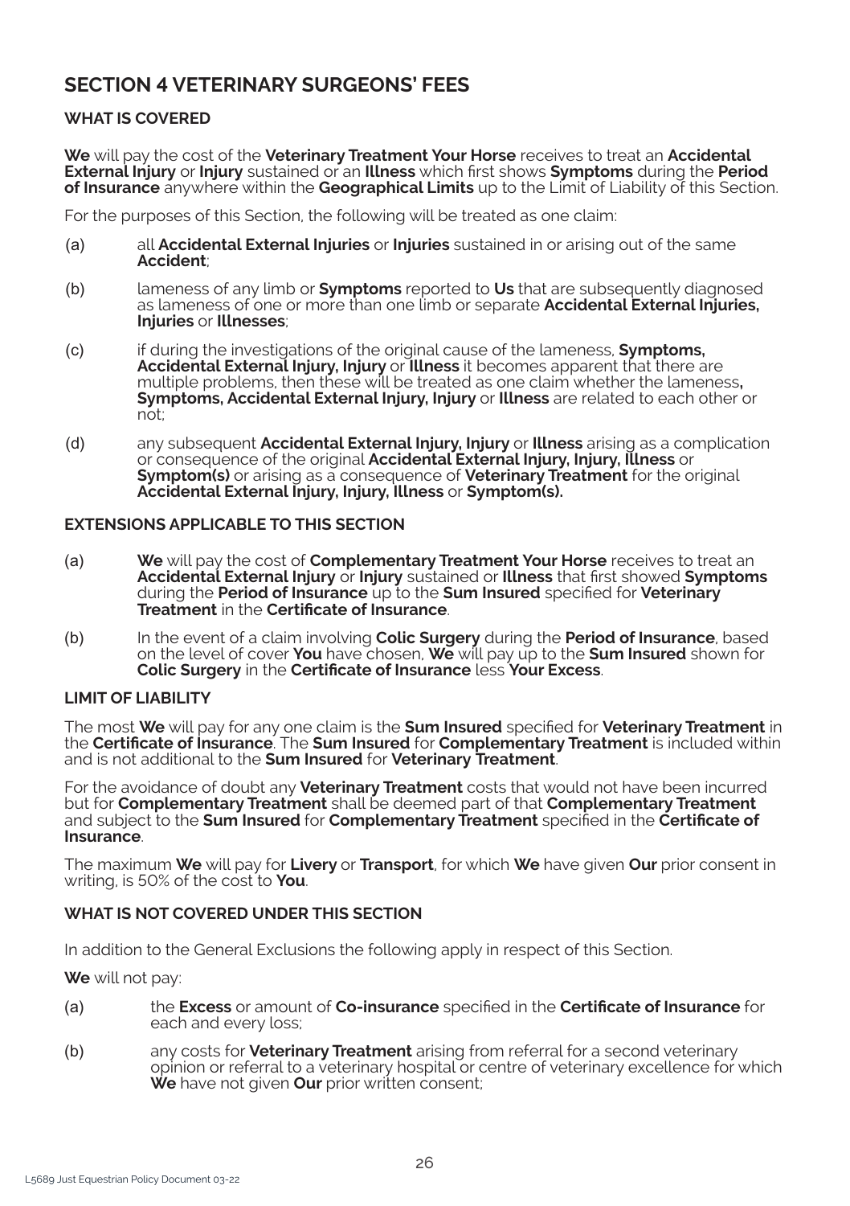## SECTION 4 VETERINARY SURGEONS' FEES

### WHAT IS COVERED

**We** will pay the cost of the **Veterinary Treatment Your Horse** receives to treat an **Accidental External Injury** or **Injury** sustained or an **Illness** which first shows **Symptoms** during the **Period of Insurance** anywhere within the **Geographical Limits** up to the Limit of Liability of this Section.

For the purposes of this Section, the following will be treated as one claim:

(a) all **Accidental External Injuries** or **Injuries** sustained in or arising out of the same **Accident**;

(b) lameness of any limb or **Symptoms** reported to **Us** that are subsequently diagnosed as lameness of one or more than one limb or separate **Accidental External Injuries, Injuries** or **Illnesses**;

(c) if during the investigations of the original cause of the lameness, **Symptoms, Accidental External Injury, Injury** or **Illness** it becomes apparent that there are multiple problems, then these will be treated as one claim whether the lameness**, Symptoms, Accidental External Injury, Injury** or **Illness** are related to each other or not;

(d) any subsequent **Accidental External Injury, Injury** or **Illness** arising as a complication or consequence of the original **Accidental External Injury, Injury, Illness** or **Symptom(s)** or arising as a consequence of **Veterinary Treatment** for the original **Accidental External Injury, Injury, Illness** or **Symptom(s).**

### EXTENSIONS APPLICABLE TO THIS SECTION

(a) **We** will pay the cost of **Complementary Treatment Your Horse** receives to treat an **Accidental External Injury** or **Injury** sustained or **Illness** that first showed **Symptoms** during the **Period of Insurance** up to the **Sum Insured** specified for **Veterinary Treatment** in the **Certificate of Insurance**.

(b) In the event of a claim involving **Colic Surgery** during the **Period of Insurance**, based on the level of cover **You** have chosen, **We** will pay up to the **Sum Insured** shown for **Colic Surgery** in the **Certificate of Insurance** less **Your Excess**.

### LIMIT OF LIABILITY

The most **We** will pay for any one claim is the **Sum Insured** specified for **Veterinary Treatment** in the **Certificate of Insurance**. The **Sum Insured** for **Complementary Treatment** is included within and is not additional to the **Sum Insured** for **Veterinary Treatment**.

For the avoidance of doubt any **Veterinary Treatment** costs that would not have been incurred but for **Complementary Treatment** shall be deemed part of that **Complementary Treatment** and subject to the **Sum Insured** for **Complementary Treatment** specified in the **Certificate of Insurance**.

The maximum **We** will pay for **Livery** or **Transport**, for which **We** have given **Our** prior consent in writing, is 50% of the cost to **You**.

### WHAT IS NOT COVERED UNDER THIS SECTION

In addition to the General Exclusions the following apply in respect of this Section.

**We** will not pay:

(a) the **Excess** or amount of **Co-insurance** specified in the **Certificate of Insurance** for each and every loss;

(b) any costs for **Veterinary Treatment** arising from referral for a second veterinary opinion or referral to a veterinary hospital or centre of veterinary excellence for which **We** have not given **Our** prior written consent;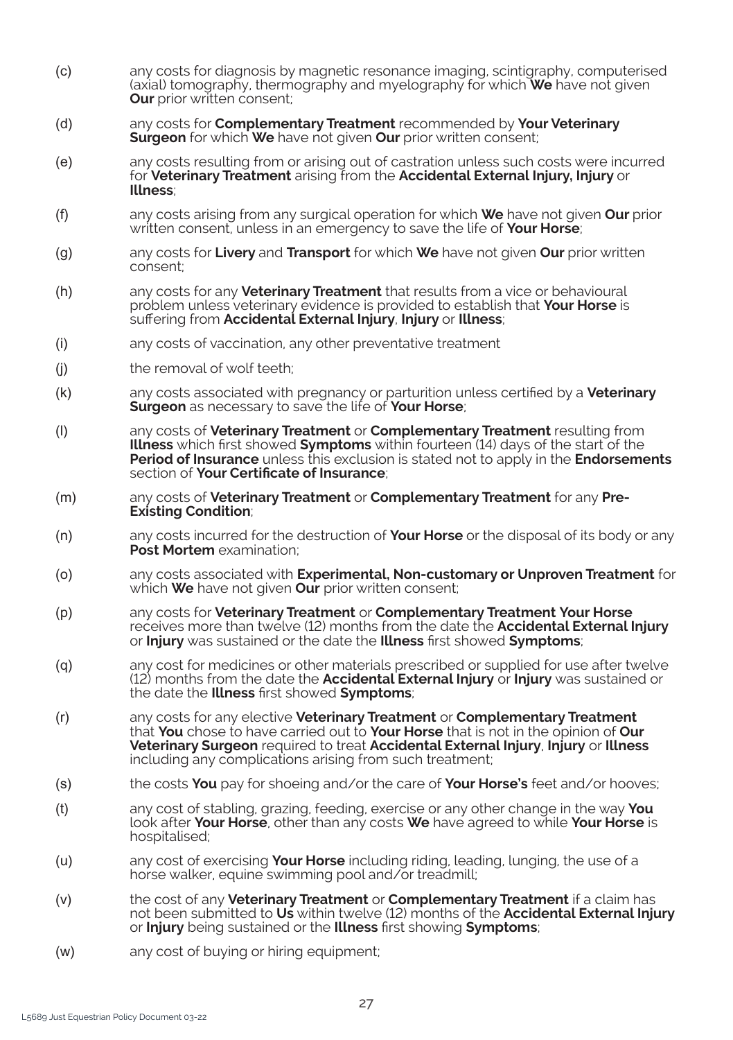(c) any costs for diagnosis by magnetic resonance imaging, scintigraphy, computerised (axial) tomography, thermography and myelography for which **We** have not given **Our** prior written consent;

(d) any costs for **Complementary Treatment** recommended by **Your Veterinary Surgeon** for which **We** have not given **Our** prior written consent;

(e) any costs resulting from or arising out of castration unless such costs were incurred for **Veterinary Treatment** arising from the **Accidental External Injury, Injury** or **Illness**;

(f) any costs arising from any surgical operation for which **We** have not given **Our** prior written consent, unless in an emergency to save the life of **Your Horse**;

(g) any costs for **Livery** and **Transport** for which **We** have not given **Our** prior written consent;

(h) any costs for any **Veterinary Treatment** that results from a vice or behavioural problem unless veterinary evidence is provided to establish that **Your Horse** is suffering from **Accidental External Injury**, **Injury** or **Illness**;

(i) any costs of vaccination, any other preventative treatment

(j) the removal of wolf teeth;

(k) any costs associated with pregnancy or parturition unless certified by a **Veterinary Surgeon** as necessary to save the life of **Your Horse**;

(l) any costs of **Veterinary Treatment** or **Complementary Treatment** resulting from **Illness** which first showed **Symptoms** within fourteen (14) days of the start of the **Period of Insurance** unless this exclusion is stated not to apply in the **Endorsements** section of **Your Certificate of Insurance**;

(m) any costs of **Veterinary Treatment** or **Complementary Treatment** for any **Pre-Existing Condition**;

(n) any costs incurred for the destruction of **Your Horse** or the disposal of its body or any **Post Mortem** examination;

(o) any costs associated with **Experimental, Non-customary or Unproven Treatment** for which **We** have not given **Our** prior written consent;

(p) any costs for **Veterinary Treatment** or **Complementary Treatment Your Horse** receives more than twelve (12) months from the date the **Accidental External Injury** or **Injury** was sustained or the date the **Illness** first showed **Symptoms**;

(q) any cost for medicines or other materials prescribed or supplied for use after twelve (12) months from the date the **Accidental External Injury** or **Injury** was sustained or the date the **Illness** first showed **Symptoms**;

(r) any costs for any elective **Veterinary Treatment** or **Complementary Treatment** that **You** chose to have carried out to **Your Horse** that is not in the opinion of **Our Veterinary Surgeon** required to treat **Accidental External Injury**, **Injury** or **Illness** including any complications arising from such treatment;

(s) the costs **You** pay for shoeing and/or the care of **Your Horse's** feet and/or hooves;

(t) any cost of stabling, grazing, feeding, exercise or any other change in the way **You** look after **Your Horse**, other than any costs **We** have agreed to while **Your Horse** is hospitalised;

(u) any cost of exercising **Your Horse** including riding, leading, lunging, the use of a horse walker, equine swimming pool and/or treadmill;

(v) the cost of any **Veterinary Treatment** or **Complementary Treatment** if a claim has not been submitted to **Us** within twelve (12) months of the **Accidental External Injury** or **Injury** being sustained or the **Illness** first showing **Symptoms**;

(w) any cost of buying or hiring equipment;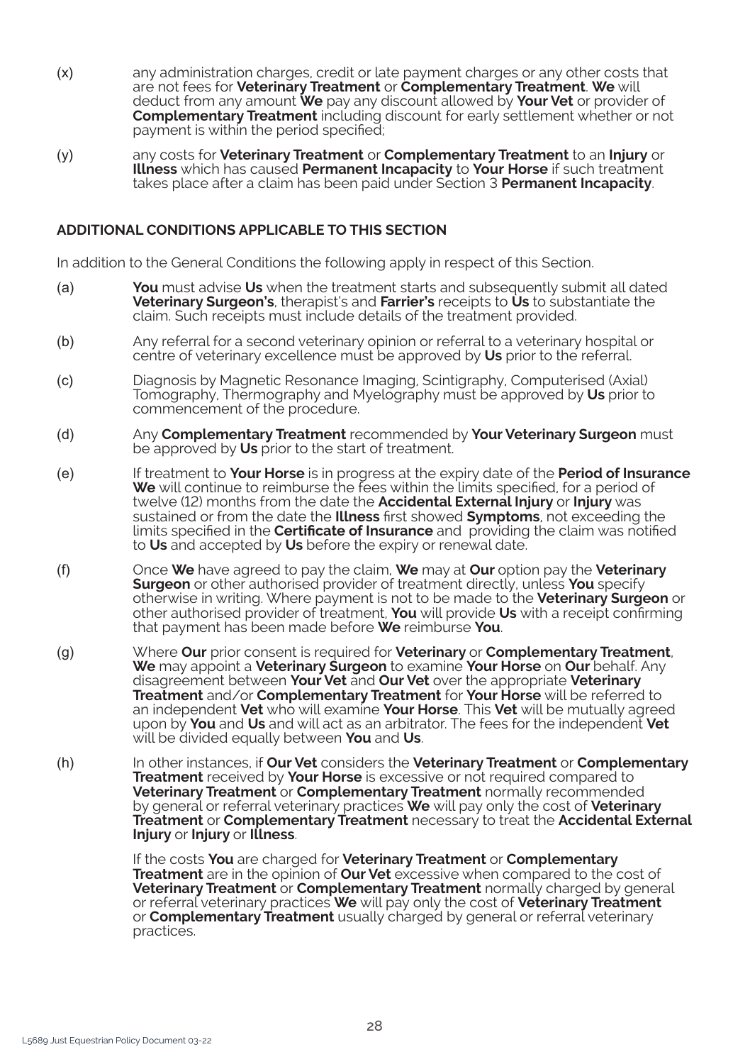(x) any administration charges, credit or late payment charges or any other costs that are not fees for **Veterinary Treatment** or **Complementary Treatment**. **We** will deduct from any amount **We** pay any discount allowed by **Your Vet** or provider of **Complementary Treatment** including discount for early settlement whether or not payment is within the period specified;

(y) any costs for **Veterinary Treatment** or **Complementary Treatment** to an **Injury** or **Illness** which has caused **Permanent Incapacity** to **Your Horse** if such treatment takes place after a claim has been paid under Section 3 **Permanent Incapacity**.

**ADDITIONAL CONDITIONS APPLICABLE TO THIS SECTION**

In addition to the General Conditions the following apply in respect of this Section.

(a) **You** must advise **Us** when the treatment starts and subsequently submit all dated **Veterinary Surgeon's**, therapist's and **Farrier's** receipts to **Us** to substantiate the claim. Such receipts must include details of the treatment provided.

(b) Any referral for a second veterinary opinion or referral to a veterinary hospital or centre of veterinary excellence must be approved by **Us** prior to the referral.

(c) Diagnosis by Magnetic Resonance Imaging, Scintigraphy, Computerised (Axial) Tomography, Thermography and Myelography must be approved by **Us** prior to commencement of the procedure.

(d) Any **Complementary Treatment** recommended by **Your Veterinary Surgeon** must be approved by **Us** prior to the start of treatment.

(e) If treatment to **Your Horse** is in progress at the expiry date of the **Period of Insurance** **We** will continue to reimburse the fees within the limits specified, for a period of twelve (12) months from the date the **Accidental External Injury** or **Injury** was sustained or from the date the **Illness** first showed **Symptoms**, not exceeding the limits specified in the **Certificate of Insurance** and providing the claim was notified to **Us** and accepted by **Us** before the expiry or renewal date.

(f) Once **We** have agreed to pay the claim, **We** may at **Our** option pay the **Veterinary Surgeon** or other authorised provider of treatment directly, unless **You** specify otherwise in writing. Where payment is not to be made to the **Veterinary Surgeon** or other authorised provider of treatment, **You** will provide **Us** with a receipt confirming that payment has been made before **We** reimburse **You**.

(g) Where **Our** prior consent is required for **Veterinary** or **Complementary Treatment**, **We** may appoint a **Veterinary Surgeon** to examine **Your Horse** on **Our** behalf. Any disagreement between **Your Vet** and **Our Vet** over the appropriate **Veterinary Treatment** and/or **Complementary Treatment** for **Your Horse** will be referred to an independent **Vet** who will examine **Your Horse**. This **Vet** will be mutually agreed upon by **You** and **Us** and will act as an arbitrator. The fees for the independent **Vet** will be divided equally between **You** and **Us**.

(h) In other instances, if **Our Vet** considers the **Veterinary Treatment** or **Complementary Treatment** received by **Your Horse** is excessive or not required compared to **Veterinary Treatment** or **Complementary Treatment** normally recommended by general or referral veterinary practices **We** will pay only the cost of **Veterinary Treatment** or **Complementary Treatment** necessary to treat the **Accidental External Injury** or **Injury** or **Illness**.

If the costs **You** are charged for **Veterinary Treatment** or **Complementary Treatment** are in the opinion of **Our Vet** excessive when compared to the cost of **Veterinary Treatment** or **Complementary Treatment** normally charged by general or referral veterinary practices **We** will pay only the cost of **Veterinary Treatment** or **Complementary Treatment** usually charged by general or referral veterinary practices.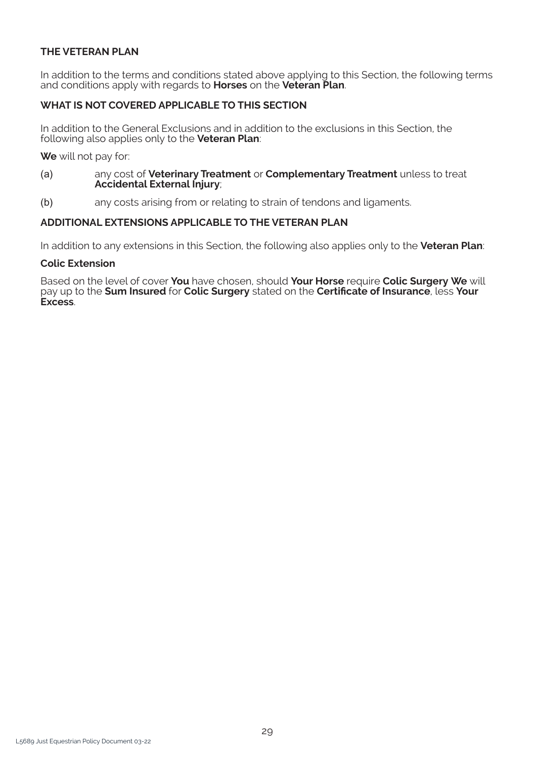## THE VETERAN PLAN

In addition to the terms and conditions stated above applying to this Section, the following terms and conditions apply with regards to **Horses** on the **Veteran Plan**.

### WHAT IS NOT COVERED APPLICABLE TO THIS SECTION

In addition to the General Exclusions and in addition to the exclusions in this Section, the following also applies only to the **Veteran Plan**:

**We** will not pay for:

(a) any cost of **Veterinary Treatment** or **Complementary Treatment** unless to treat **Accidental External Injury**;

(b) any costs arising from or relating to strain of tendons and ligaments.

### ADDITIONAL EXTENSIONS APPLICABLE TO THE VETERAN PLAN

In addition to any extensions in this Section, the following also applies only to the **Veteran Plan**:

**Colic Extension**

Based on the level of cover **You** have chosen, should **Your Horse** require **Colic Surgery We** will pay up to the **Sum Insured** for **Colic Surgery** stated on the **Certificate of Insurance**, less **Your Excess**.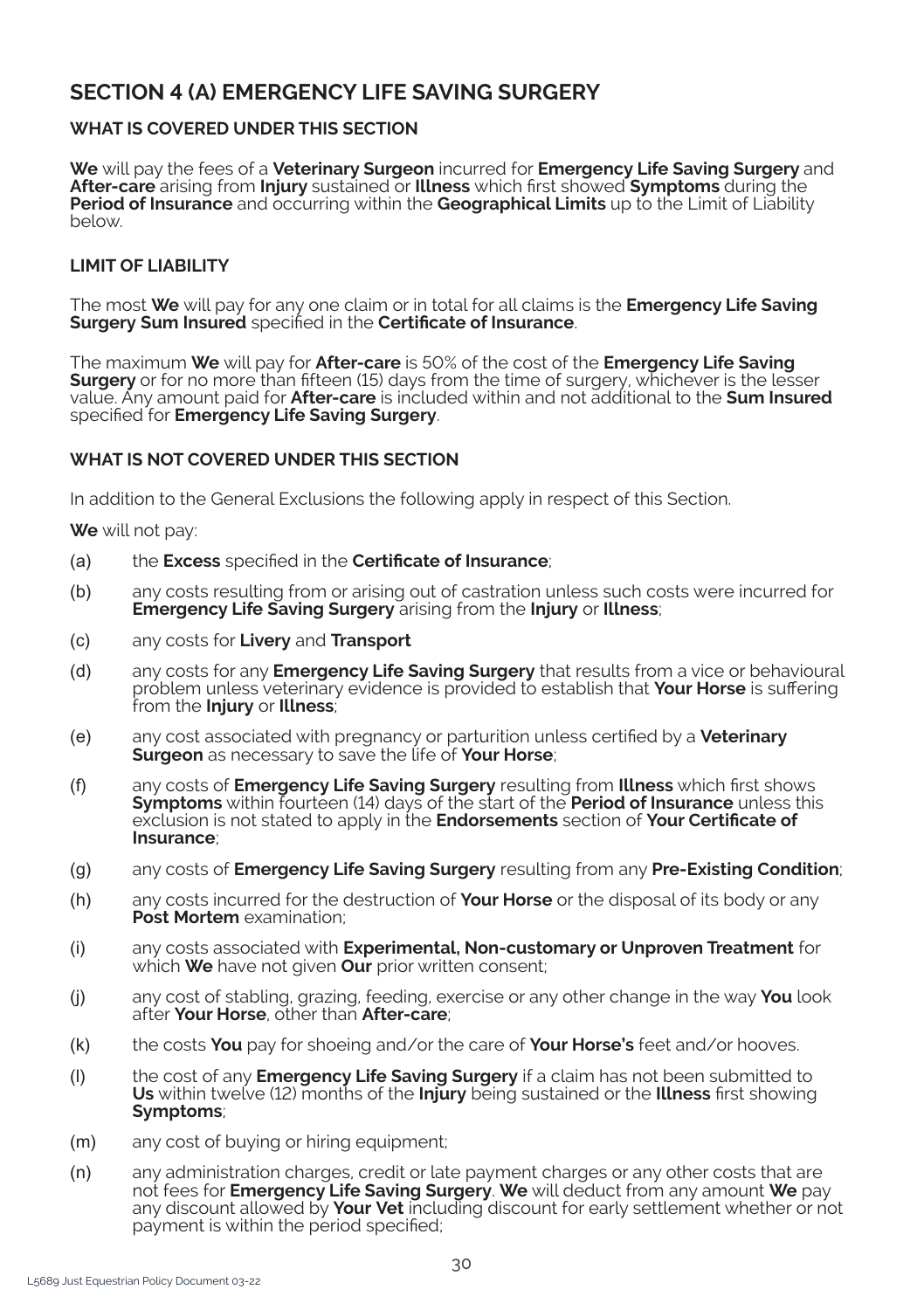## SECTION 4 (A) EMERGENCY LIFE SAVING SURGERY

### WHAT IS COVERED UNDER THIS SECTION

**We** will pay the fees of a **Veterinary Surgeon** incurred for **Emergency Life Saving Surgery** and **After-care** arising from **Injury** sustained or **Illness** which first showed **Symptoms** during the **Period of Insurance** and occurring within the **Geographical Limits** up to the Limit of Liability below.

### LIMIT OF LIABILITY

The most **We** will pay for any one claim or in total for all claims is the **Emergency Life Saving Surgery Sum Insured** specified in the **Certificate of Insurance**.

The maximum **We** will pay for **After-care** is 50% of the cost of the **Emergency Life Saving Surgery** or for no more than fifteen (15) days from the time of surgery, whichever is the lesser value. Any amount paid for **After-care** is included within and not additional to the **Sum Insured** specified for **Emergency Life Saving Surgery**.

### WHAT IS NOT COVERED UNDER THIS SECTION

In addition to the General Exclusions the following apply in respect of this Section.

**We** will not pay:

(a) the **Excess** specified in the **Certificate of Insurance**;

(b) any costs resulting from or arising out of castration unless such costs were incurred for **Emergency Life Saving Surgery** arising from the **Injury** or **Illness**;

(c) any costs for **Livery** and **Transport**

(d) any costs for any **Emergency Life Saving Surgery** that results from a vice or behavioural problem unless veterinary evidence is provided to establish that **Your Horse** is suffering from the **Injury** or **Illness**;

(e) any cost associated with pregnancy or parturition unless certified by a **Veterinary Surgeon** as necessary to save the life of **Your Horse**;

(f) any costs of **Emergency Life Saving Surgery** resulting from **Illness** which first shows **Symptoms** within fourteen (14) days of the start of the **Period of Insurance** unless this exclusion is not stated to apply in the **Endorsements** section of **Your Certificate of Insurance**;

(g) any costs of **Emergency Life Saving Surgery** resulting from any **Pre-Existing Condition**;

(h) any costs incurred for the destruction of **Your Horse** or the disposal of its body or any **Post Mortem** examination;

(i) any costs associated with **Experimental, Non-customary or Unproven Treatment** for which **We** have not given **Our** prior written consent;

(j) any cost of stabling, grazing, feeding, exercise or any other change in the way **You** look after **Your Horse**, other than **After-care**;

(k) the costs **You** pay for shoeing and/or the care of **Your Horse's** feet and/or hooves.

(l) the cost of any **Emergency Life Saving Surgery** if a claim has not been submitted to **Us** within twelve (12) months of the **Injury** being sustained or the **Illness** first showing **Symptoms**;

(m) any cost of buying or hiring equipment;

(n) any administration charges, credit or late payment charges or any other costs that are not fees for **Emergency Life Saving Surgery**. **We** will deduct from any amount **We** pay any discount allowed by **Your Vet** including discount for early settlement whether or not payment is within the period specified;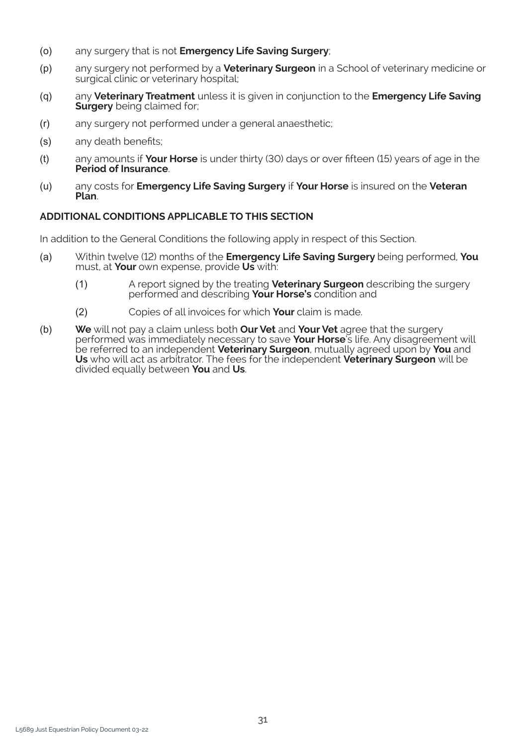(o) any surgery that is not **Emergency Life Saving Surgery**;

(p) any surgery not performed by a **Veterinary Surgeon** in a School of veterinary medicine or surgical clinic or veterinary hospital;

(q) any **Veterinary Treatment** unless it is given in conjunction to the **Emergency Life Saving Surgery** being claimed for;

(r) any surgery not performed under a general anaesthetic;

(s) any death benefits;

(t) any amounts if **Your Horse** is under thirty (30) days or over fifteen (15) years of age in the **Period of Insurance**.

(u) any costs for **Emergency Life Saving Surgery** if **Your Horse** is insured on the **Veteran Plan**.

**ADDITIONAL CONDITIONS APPLICABLE TO THIS SECTION**

In addition to the General Conditions the following apply in respect of this Section.

(a) Within twelve (12) months of the **Emergency Life Saving Surgery** being performed, **You** must, at **Your** own expense, provide **Us** with:

    (1) A report signed by the treating **Veterinary Surgeon** describing the surgery performed and describing **Your Horse's** condition and

    (2) Copies of all invoices for which **Your** claim is made.

(b) **We** will not pay a claim unless both **Our Vet** and **Your Vet** agree that the surgery performed was immediately necessary to save **Your Horse**'s life. Any disagreement will be referred to an independent **Veterinary Surgeon**, mutually agreed upon by **You** and **Us** who will act as arbitrator. The fees for the independent **Veterinary Surgeon** will be divided equally between **You** and **Us**.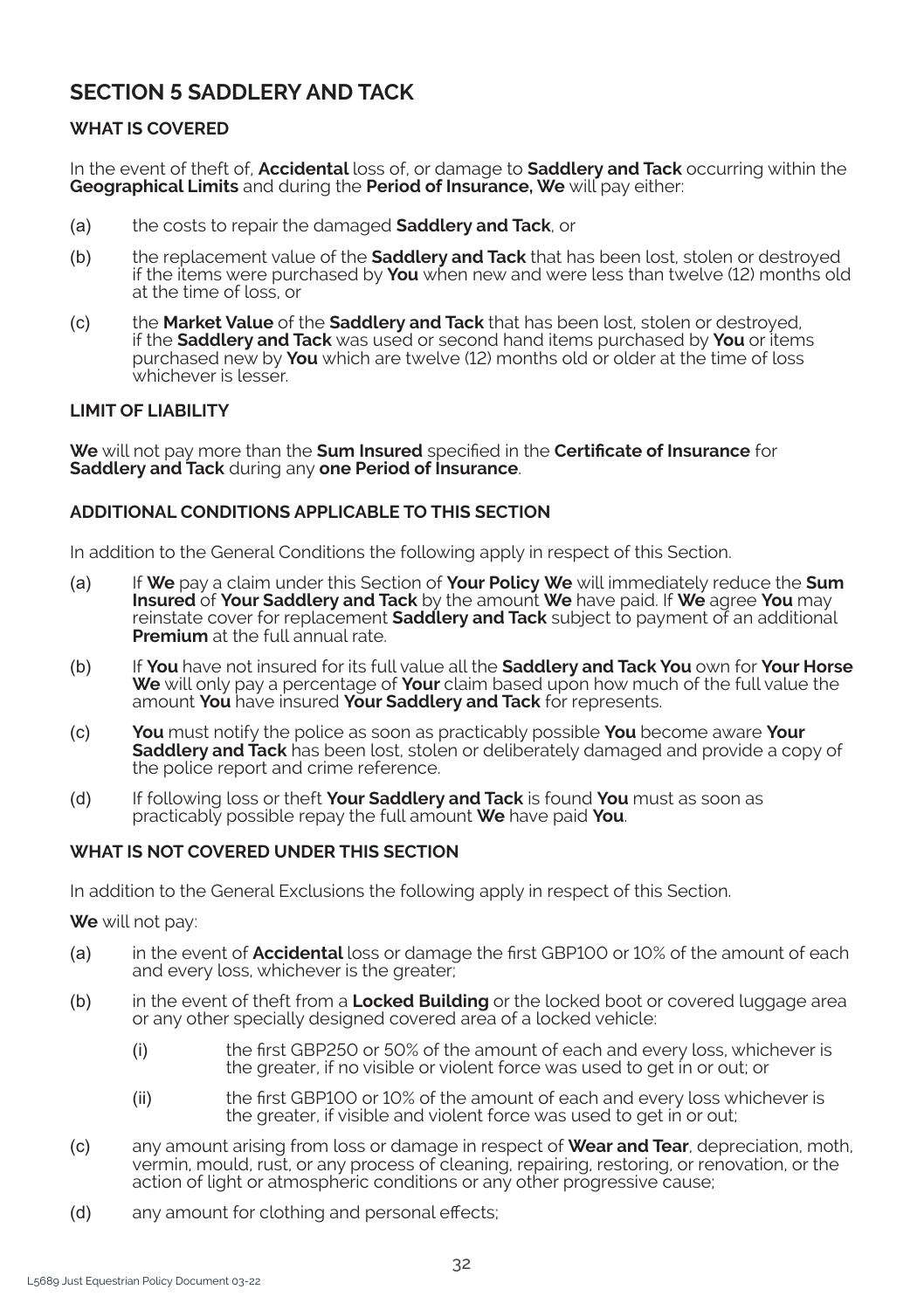## SECTION 5 SADDLERY AND TACK

### WHAT IS COVERED

In the event of theft of, **Accidental** loss of, or damage to **Saddlery and Tack** occurring within the **Geographical Limits** and during the **Period of Insurance, We** will pay either:

(a) the costs to repair the damaged **Saddlery and Tack**, or

(b) the replacement value of the **Saddlery and Tack** that has been lost, stolen or destroyed if the items were purchased by **You** when new and were less than twelve (12) months old at the time of loss, or

(c) the **Market Value** of the **Saddlery and Tack** that has been lost, stolen or destroyed, if the **Saddlery and Tack** was used or second hand items purchased by **You** or items purchased new by **You** which are twelve (12) months old or older at the time of loss whichever is lesser.

### LIMIT OF LIABILITY

**We** will not pay more than the **Sum Insured** specified in the **Certificate of Insurance** for **Saddlery and Tack** during any **one Period of Insurance**.

### ADDITIONAL CONDITIONS APPLICABLE TO THIS SECTION

In addition to the General Conditions the following apply in respect of this Section.

(a) If **We** pay a claim under this Section of **Your Policy We** will immediately reduce the **Sum Insured** of **Your Saddlery and Tack** by the amount **We** have paid. If **We** agree **You** may reinstate cover for replacement **Saddlery and Tack** subject to payment of an additional **Premium** at the full annual rate.

(b) If **You** have not insured for its full value all the **Saddlery and Tack You** own for **Your Horse We** will only pay a percentage of **Your** claim based upon how much of the full value the amount **You** have insured **Your Saddlery and Tack** for represents.

(c) **You** must notify the police as soon as practicably possible **You** become aware **Your Saddlery and Tack** has been lost, stolen or deliberately damaged and provide a copy of the police report and crime reference.

(d) If following loss or theft **Your Saddlery and Tack** is found **You** must as soon as practicably possible repay the full amount **We** have paid **You**.

### WHAT IS NOT COVERED UNDER THIS SECTION

In addition to the General Exclusions the following apply in respect of this Section.

**We** will not pay:

(a) in the event of **Accidental** loss or damage the first GBP100 or 10% of the amount of each and every loss, whichever is the greater;

(b) in the event of theft from a **Locked Building** or the locked boot or covered luggage area or any other specially designed covered area of a locked vehicle:

  (i) the first GBP250 or 50% of the amount of each and every loss, whichever is the greater, if no visible or violent force was used to get in or out; or

  (ii) the first GBP100 or 10% of the amount of each and every loss whichever is the greater, if visible and violent force was used to get in or out;

(c) any amount arising from loss or damage in respect of **Wear and Tear**, depreciation, moth, vermin, mould, rust, or any process of cleaning, repairing, restoring, or renovation, or the action of light or atmospheric conditions or any other progressive cause;

(d) any amount for clothing and personal effects;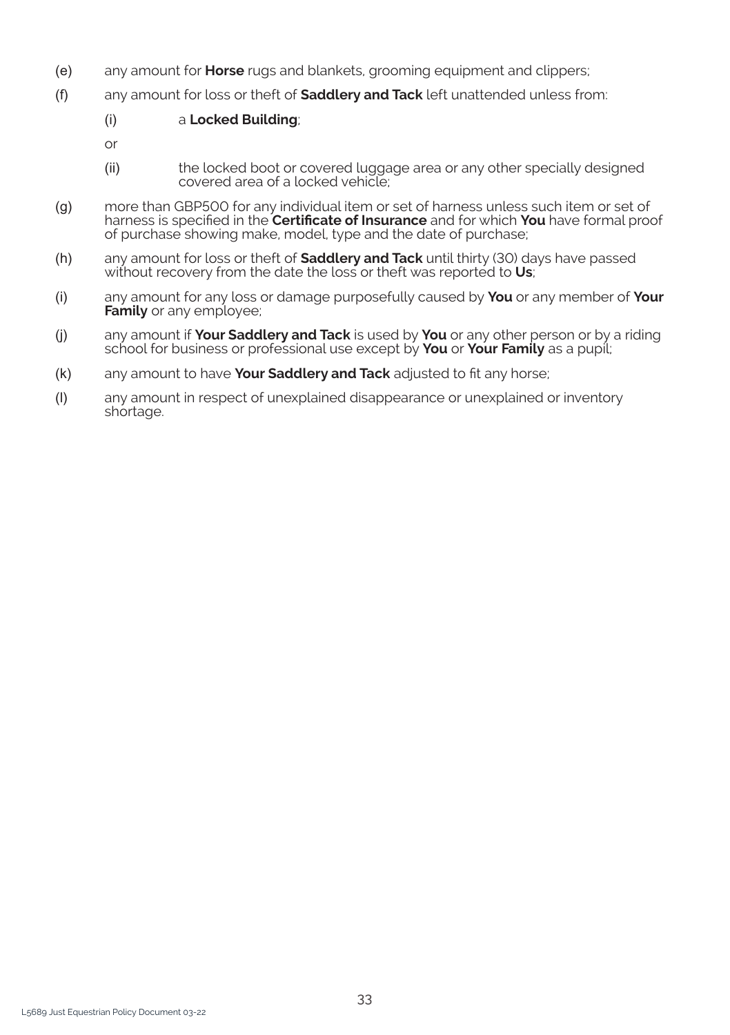(e) any amount for **Horse** rugs and blankets, grooming equipment and clippers;

(f) any amount for loss or theft of **Saddlery and Tack** left unattended unless from:

  (i) a **Locked Building**;

  or

  (ii) the locked boot or covered luggage area or any other specially designed covered area of a locked vehicle;

(g) more than GBP500 for any individual item or set of harness unless such item or set of harness is specified in the **Certificate of Insurance** and for which **You** have formal proof of purchase showing make, model, type and the date of purchase;

(h) any amount for loss or theft of **Saddlery and Tack** until thirty (30) days have passed without recovery from the date the loss or theft was reported to **Us**;

(i) any amount for any loss or damage purposefully caused by **You** or any member of **Your Family** or any employee;

(j) any amount if **Your Saddlery and Tack** is used by **You** or any other person or by a riding school for business or professional use except by **You** or **Your Family** as a pupil;

(k) any amount to have **Your Saddlery and Tack** adjusted to fit any horse;

(l) any amount in respect of unexplained disappearance or unexplained or inventory shortage.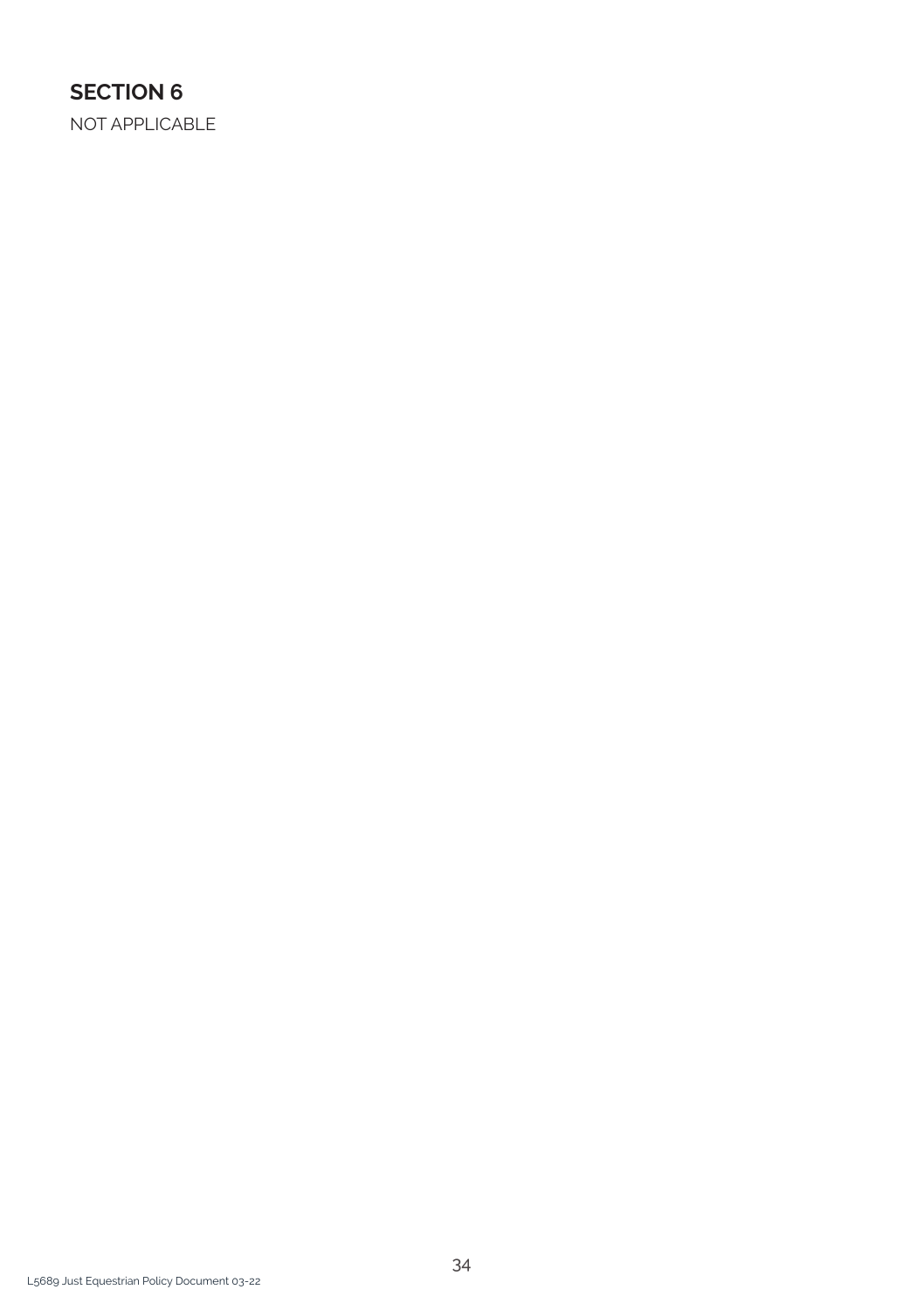## SECTION 6

NOT APPLICABLE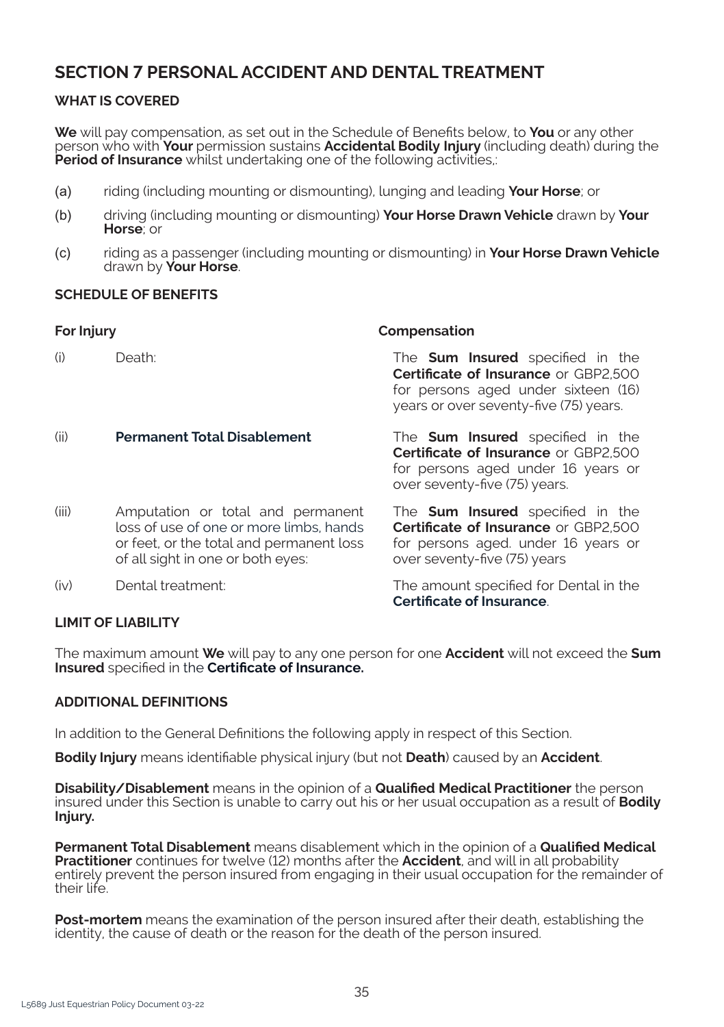# SECTION 7 PERSONAL ACCIDENT AND DENTAL TREATMENT

### WHAT IS COVERED

**We** will pay compensation, as set out in the Schedule of Benefits below, to **You** or any other person who with **Your** permission sustains **Accidental Bodily Injury** (including death) during the **Period of Insurance** whilst undertaking one of the following activities,:

(a) riding (including mounting or dismounting), lunging and leading **Your Horse**; or

(b) driving (including mounting or dismounting) **Your Horse Drawn Vehicle** drawn by **Your Horse**; or

(c) riding as a passenger (including mounting or dismounting) in **Your Horse Drawn Vehicle** drawn by **Your Horse**.

### SCHEDULE OF BENEFITS

| | For Injury | Compensation |
|---|---|---|
| (i) | Death: | The **Sum Insured** specified in the **Certificate of Insurance** or GBP2,500 for persons aged under sixteen (16) years or over seventy-five (75) years. |
| (ii) | **Permanent Total Disablement** | The **Sum Insured** specified in the **Certificate of Insurance** or GBP2,500 for persons aged under 16 years or over seventy-five (75) years. |
| (iii) | Amputation or total and permanent loss of use of one or more limbs, hands or feet, or the total and permanent loss of all sight in one or both eyes: | The **Sum Insured** specified in the **Certificate of Insurance** or GBP2,500 for persons aged. under 16 years or over seventy-five (75) years |
| (iv) | Dental treatment: | The amount specified for Dental in the **Certificate of Insurance**. |

### LIMIT OF LIABILITY

The maximum amount **We** will pay to any one person for one **Accident** will not exceed the **Sum Insured** specified in the **Certificate of Insurance.**

### ADDITIONAL DEFINITIONS

In addition to the General Definitions the following apply in respect of this Section.

**Bodily Injury** means identifiable physical injury (but not **Death**) caused by an **Accident**.

**Disability/Disablement** means in the opinion of a **Qualified Medical Practitioner** the person insured under this Section is unable to carry out his or her usual occupation as a result of **Bodily Injury.**

**Permanent Total Disablement** means disablement which in the opinion of a **Qualified Medical Practitioner** continues for twelve (12) months after the **Accident**, and will in all probability entirely prevent the person insured from engaging in their usual occupation for the remainder of their life.

**Post-mortem** means the examination of the person insured after their death, establishing the identity, the cause of death or the reason for the death of the person insured.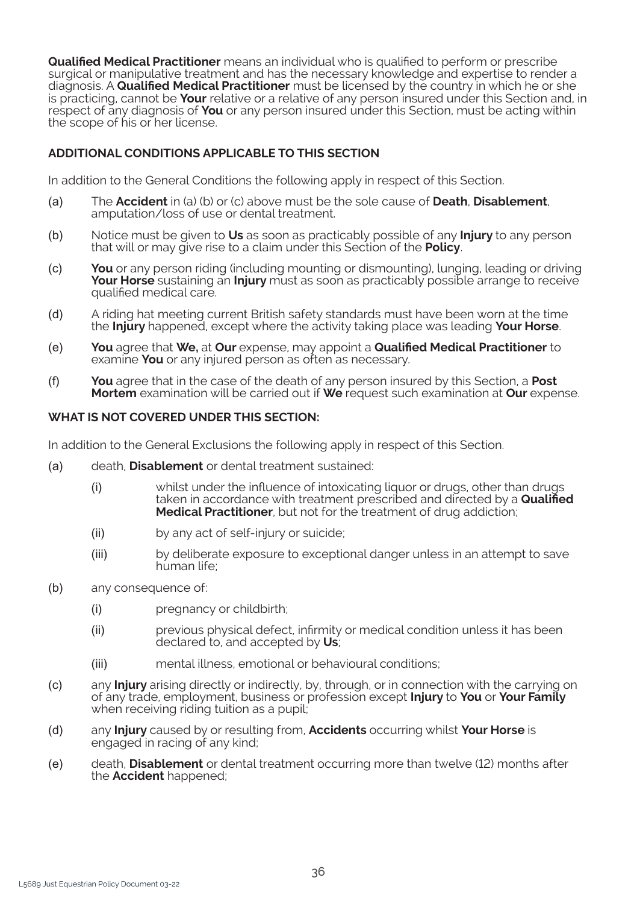**Qualified Medical Practitioner** means an individual who is qualified to perform or prescribe surgical or manipulative treatment and has the necessary knowledge and expertise to render a diagnosis. A **Qualified Medical Practitioner** must be licensed by the country in which he or she is practicing, cannot be **Your** relative or a relative of any person insured under this Section and, in respect of any diagnosis of **You** or any person insured under this Section, must be acting within the scope of his or her license.

### ADDITIONAL CONDITIONS APPLICABLE TO THIS SECTION

In addition to the General Conditions the following apply in respect of this Section.

(a) The **Accident** in (a) (b) or (c) above must be the sole cause of **Death**, **Disablement**, amputation/loss of use or dental treatment.

(b) Notice must be given to **Us** as soon as practicably possible of any **Injury** to any person that will or may give rise to a claim under this Section of the **Policy**.

(c) **You** or any person riding (including mounting or dismounting), lunging, leading or driving **Your Horse** sustaining an **Injury** must as soon as practicably possible arrange to receive qualified medical care.

(d) A riding hat meeting current British safety standards must have been worn at the time the **Injury** happened, except where the activity taking place was leading **Your Horse**.

(e) **You** agree that **We,** at **Our** expense, may appoint a **Qualified Medical Practitioner** to examine **You** or any injured person as often as necessary.

(f) **You** agree that in the case of the death of any person insured by this Section, a **Post Mortem** examination will be carried out if **We** request such examination at **Our** expense.

### WHAT IS NOT COVERED UNDER THIS SECTION:

In addition to the General Exclusions the following apply in respect of this Section.

(a) death, **Disablement** or dental treatment sustained:

  (i) whilst under the influence of intoxicating liquor or drugs, other than drugs taken in accordance with treatment prescribed and directed by a **Qualified Medical Practitioner**, but not for the treatment of drug addiction;

  (ii) by any act of self-injury or suicide;

  (iii) by deliberate exposure to exceptional danger unless in an attempt to save human life;

(b) any consequence of:

  (i) pregnancy or childbirth;

  (ii) previous physical defect, infirmity or medical condition unless it has been declared to, and accepted by **Us**;

  (iii) mental illness, emotional or behavioural conditions;

(c) any **Injury** arising directly or indirectly, by, through, or in connection with the carrying on of any trade, employment, business or profession except **Injury** to **You** or **Your Family** when receiving riding tuition as a pupil;

(d) any **Injury** caused by or resulting from, **Accidents** occurring whilst **Your Horse** is engaged in racing of any kind;

(e) death, **Disablement** or dental treatment occurring more than twelve (12) months after the **Accident** happened;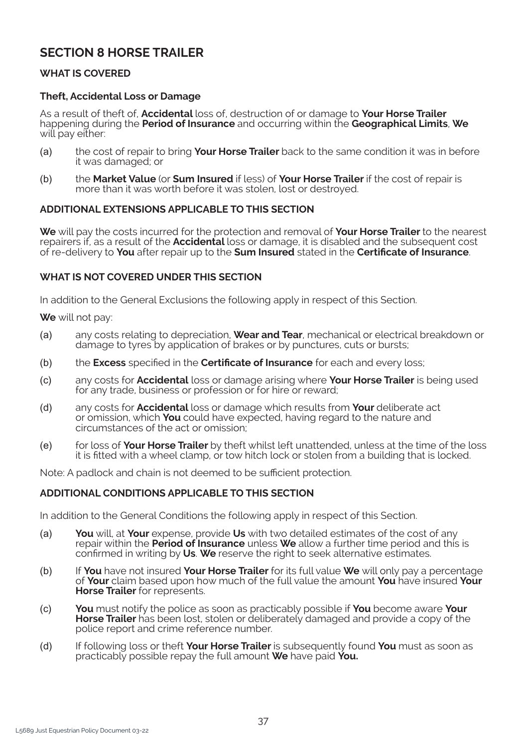## SECTION 8 HORSE TRAILER

### WHAT IS COVERED

#### Theft, Accidental Loss or Damage

As a result of theft of, **Accidental** loss of, destruction of or damage to **Your Horse Trailer** happening during the **Period of Insurance** and occurring within the **Geographical Limits**, **We** will pay either:

(a) the cost of repair to bring **Your Horse Trailer** back to the same condition it was in before it was damaged; or

(b) the **Market Value** (or **Sum Insured** if less) of **Your Horse Trailer** if the cost of repair is more than it was worth before it was stolen, lost or destroyed.

### ADDITIONAL EXTENSIONS APPLICABLE TO THIS SECTION

**We** will pay the costs incurred for the protection and removal of **Your Horse Trailer** to the nearest repairers if, as a result of the **Accidental** loss or damage, it is disabled and the subsequent cost of re-delivery to **You** after repair up to the **Sum Insured** stated in the **Certificate of Insurance**.

### WHAT IS NOT COVERED UNDER THIS SECTION

In addition to the General Exclusions the following apply in respect of this Section.

**We** will not pay:

(a) any costs relating to depreciation, **Wear and Tear**, mechanical or electrical breakdown or damage to tyres by application of brakes or by punctures, cuts or bursts;

(b) the **Excess** specified in the **Certificate of Insurance** for each and every loss;

(c) any costs for **Accidental** loss or damage arising where **Your Horse Trailer** is being used for any trade, business or profession or for hire or reward;

(d) any costs for **Accidental** loss or damage which results from **Your** deliberate act or omission, which **You** could have expected, having regard to the nature and circumstances of the act or omission;

(e) for loss of **Your Horse Trailer** by theft whilst left unattended, unless at the time of the loss it is fitted with a wheel clamp, or tow hitch lock or stolen from a building that is locked.

Note: A padlock and chain is not deemed to be sufficient protection.

### ADDITIONAL CONDITIONS APPLICABLE TO THIS SECTION

In addition to the General Conditions the following apply in respect of this Section.

(a) **You** will, at **Your** expense, provide **Us** with two detailed estimates of the cost of any repair within the **Period of Insurance** unless **We** allow a further time period and this is confirmed in writing by **Us**. **We** reserve the right to seek alternative estimates.

(b) If **You** have not insured **Your Horse Trailer** for its full value **We** will only pay a percentage of **Your** claim based upon how much of the full value the amount **You** have insured **Your Horse Trailer** for represents.

(c) **You** must notify the police as soon as practicably possible if **You** become aware **Your Horse Trailer** has been lost, stolen or deliberately damaged and provide a copy of the police report and crime reference number.

(d) If following loss or theft **Your Horse Trailer** is subsequently found **You** must as soon as practicably possible repay the full amount **We** have paid **You.**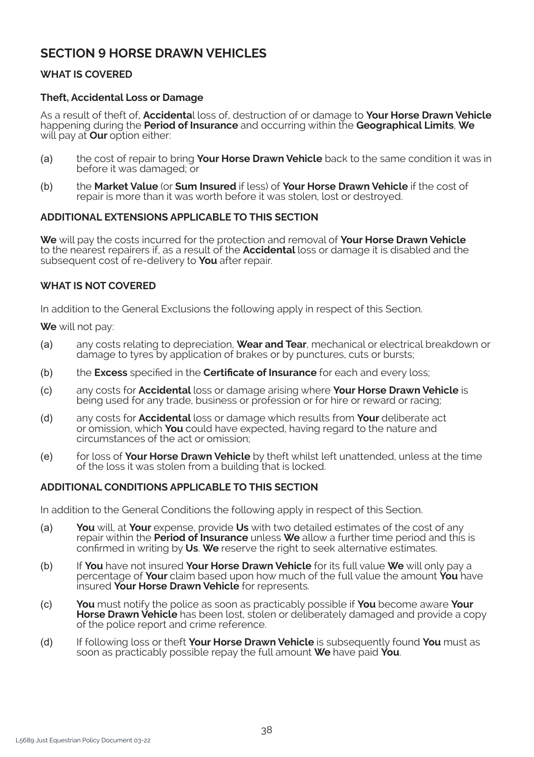## SECTION 9 HORSE DRAWN VEHICLES

### WHAT IS COVERED

#### Theft, Accidental Loss or Damage

As a result of theft of, **Accidenta**l loss of, destruction of or damage to **Your Horse Drawn Vehicle** happening during the **Period of Insurance** and occurring within the **Geographical Limits**, **We** will pay at **Our** option either:

(a) the cost of repair to bring **Your Horse Drawn Vehicle** back to the same condition it was in before it was damaged; or

(b) the **Market Value** (or **Sum Insured** if less) of **Your Horse Drawn Vehicle** if the cost of repair is more than it was worth before it was stolen, lost or destroyed.

### ADDITIONAL EXTENSIONS APPLICABLE TO THIS SECTION

**We** will pay the costs incurred for the protection and removal of **Your Horse Drawn Vehicle** to the nearest repairers if, as a result of the **Accidental** loss or damage it is disabled and the subsequent cost of re-delivery to **You** after repair.

### WHAT IS NOT COVERED

In addition to the General Exclusions the following apply in respect of this Section.

**We** will not pay:

(a) any costs relating to depreciation, **Wear and Tear**, mechanical or electrical breakdown or damage to tyres by application of brakes or by punctures, cuts or bursts;

(b) the **Excess** specified in the **Certificate of Insurance** for each and every loss;

(c) any costs for **Accidental** loss or damage arising where **Your Horse Drawn Vehicle** is being used for any trade, business or profession or for hire or reward or racing;

(d) any costs for **Accidental** loss or damage which results from **Your** deliberate act or omission, which **You** could have expected, having regard to the nature and circumstances of the act or omission;

(e) for loss of **Your Horse Drawn Vehicle** by theft whilst left unattended, unless at the time of the loss it was stolen from a building that is locked.

### ADDITIONAL CONDITIONS APPLICABLE TO THIS SECTION

In addition to the General Conditions the following apply in respect of this Section.

(a) **You** will, at **Your** expense, provide **Us** with two detailed estimates of the cost of any repair within the **Period of Insurance** unless **We** allow a further time period and this is confirmed in writing by **Us**. **We** reserve the right to seek alternative estimates.

(b) If **You** have not insured **Your Horse Drawn Vehicle** for its full value **We** will only pay a percentage of **Your** claim based upon how much of the full value the amount **You** have insured **Your Horse Drawn Vehicle** for represents.

(c) **You** must notify the police as soon as practicably possible if **You** become aware **Your Horse Drawn Vehicle** has been lost, stolen or deliberately damaged and provide a copy of the police report and crime reference.

(d) If following loss or theft **Your Horse Drawn Vehicle** is subsequently found **You** must as soon as practicably possible repay the full amount **We** have paid **You**.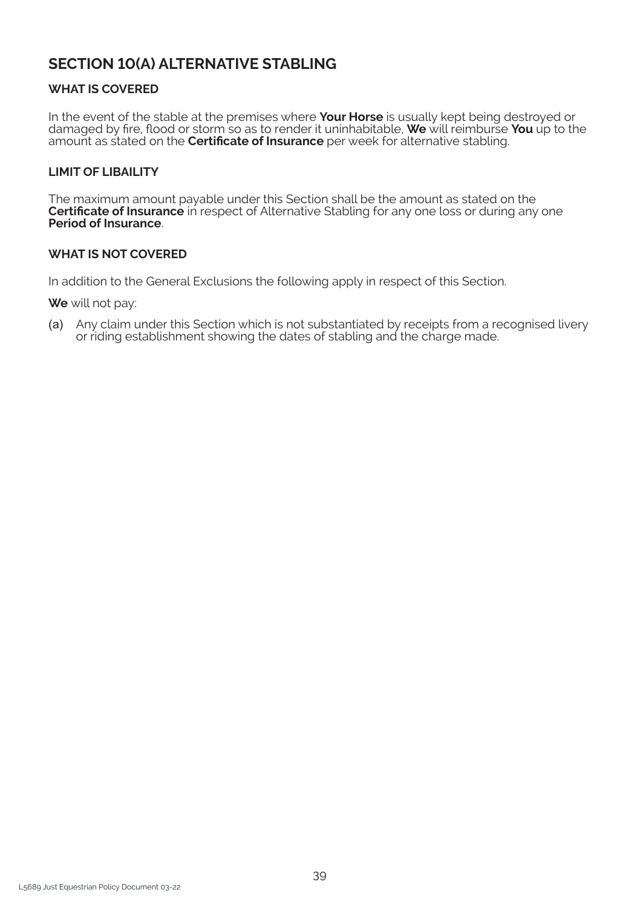## SECTION 10(A) ALTERNATIVE STABLING

### WHAT IS COVERED

In the event of the stable at the premises where **Your Horse** is usually kept being destroyed or damaged by fire, flood or storm so as to render it uninhabitable, **We** will reimburse **You** up to the amount as stated on the **Certificate of Insurance** per week for alternative stabling.

### LIMIT OF LIBAILITY

The maximum amount payable under this Section shall be the amount as stated on the **Certificate of Insurance** in respect of Alternative Stabling for any one loss or during any one **Period of Insurance**.

### WHAT IS NOT COVERED

In addition to the General Exclusions the following apply in respect of this Section.

**We** will not pay:

(a) Any claim under this Section which is not substantiated by receipts from a recognised livery or riding establishment showing the dates of stabling and the charge made.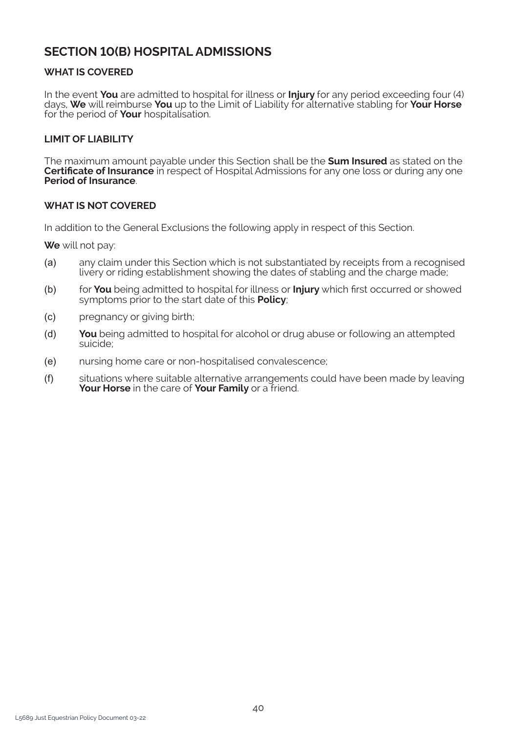## SECTION 10(B) HOSPITAL ADMISSIONS

### WHAT IS COVERED

In the event **You** are admitted to hospital for illness or **Injury** for any period exceeding four (4) days, **We** will reimburse **You** up to the Limit of Liability for alternative stabling for **Your Horse** for the period of **Your** hospitalisation.

### LIMIT OF LIABILITY

The maximum amount payable under this Section shall be the **Sum Insured** as stated on the **Certificate of Insurance** in respect of Hospital Admissions for any one loss or during any one **Period of Insurance**.

### WHAT IS NOT COVERED

In addition to the General Exclusions the following apply in respect of this Section.

**We** will not pay:

(a) any claim under this Section which is not substantiated by receipts from a recognised livery or riding establishment showing the dates of stabling and the charge made;

(b) for **You** being admitted to hospital for illness or **Injury** which first occurred or showed symptoms prior to the start date of this **Policy**;

(c) pregnancy or giving birth;

(d) **You** being admitted to hospital for alcohol or drug abuse or following an attempted suicide;

(e) nursing home care or non-hospitalised convalescence;

(f) situations where suitable alternative arrangements could have been made by leaving **Your Horse** in the care of **Your Family** or a friend.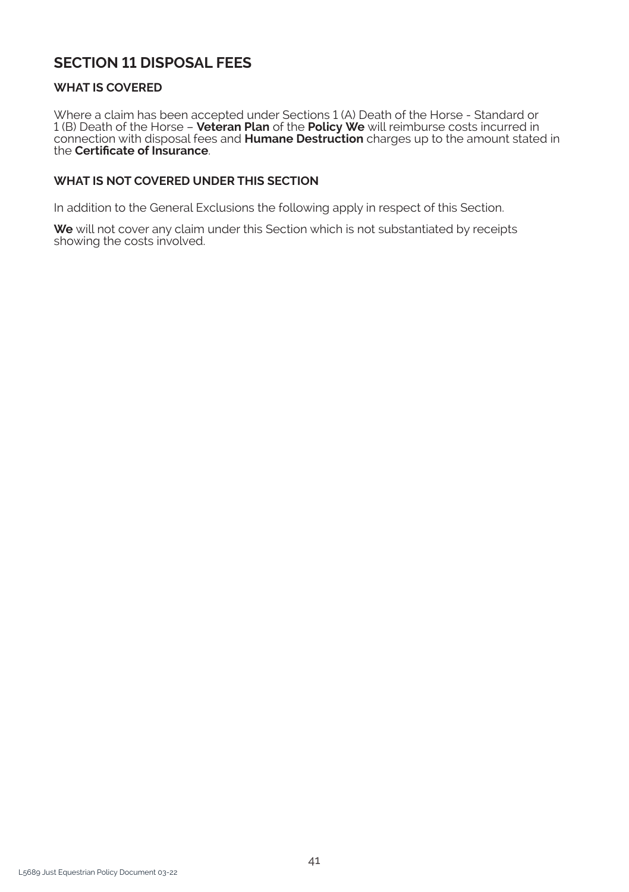## SECTION 11 DISPOSAL FEES

### WHAT IS COVERED

Where a claim has been accepted under Sections 1 (A) Death of the Horse - Standard or 1 (B) Death of the Horse – **Veteran Plan** of the **Policy We** will reimburse costs incurred in connection with disposal fees and **Humane Destruction** charges up to the amount stated in the **Certificate of Insurance**.

### WHAT IS NOT COVERED UNDER THIS SECTION

In addition to the General Exclusions the following apply in respect of this Section.

**We** will not cover any claim under this Section which is not substantiated by receipts showing the costs involved.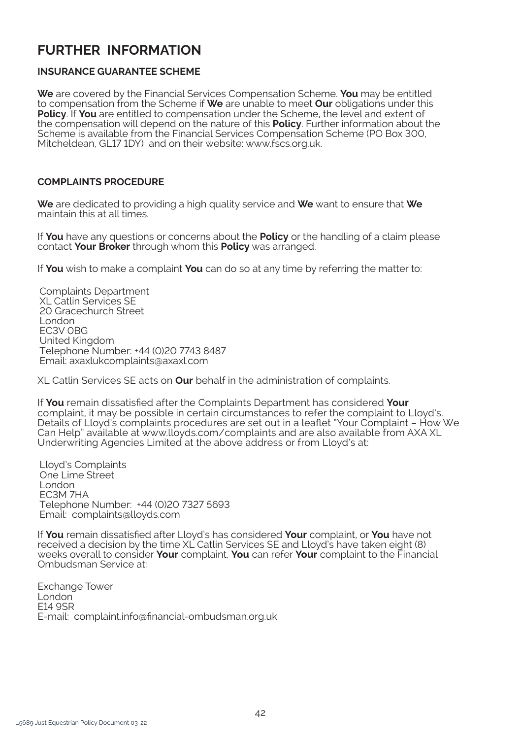# FURTHER INFORMATION

## INSURANCE GUARANTEE SCHEME

**We** are covered by the Financial Services Compensation Scheme. **You** may be entitled to compensation from the Scheme if **We** are unable to meet **Our** obligations under this **Policy**. If **You** are entitled to compensation under the Scheme, the level and extent of the compensation will depend on the nature of this **Policy**. Further information about the Scheme is available from the Financial Services Compensation Scheme (PO Box 300, Mitcheldean, GL17 1DY) and on their website: www.fscs.org.uk.

## COMPLAINTS PROCEDURE

**We** are dedicated to providing a high quality service and **We** want to ensure that **We** maintain this at all times.

If **You** have any questions or concerns about the **Policy** or the handling of a claim please contact **Your Broker** through whom this **Policy** was arranged.

If **You** wish to make a complaint **You** can do so at any time by referring the matter to:

Complaints Department
XL Catlin Services SE
20 Gracechurch Street
London
EC3V 0BG
United Kingdom
Telephone Number: +44 (0)20 7743 8487
Email: axaxlukcomplaints@axaxl.com

XL Catlin Services SE acts on **Our** behalf in the administration of complaints.

If **You** remain dissatisfied after the Complaints Department has considered **Your** complaint, it may be possible in certain circumstances to refer the complaint to Lloyd's. Details of Lloyd's complaints procedures are set out in a leaflet "Your Complaint – How We Can Help" available at www.lloyds.com/complaints and are also available from AXA XL Underwriting Agencies Limited at the above address or from Lloyd's at:

Lloyd's Complaints
One Lime Street
London
EC3M 7HA
Telephone Number: +44 (0)20 7327 5693
Email: complaints@lloyds.com

If **You** remain dissatisfied after Lloyd's has considered **Your** complaint, or **You** have not received a decision by the time XL Catlin Services SE and Lloyd's have taken eight (8) weeks overall to consider **Your** complaint, **You** can refer **Your** complaint to the Financial Ombudsman Service at:

Exchange Tower
London
E14 9SR
E-mail: complaint.info@financial-ombudsman.org.uk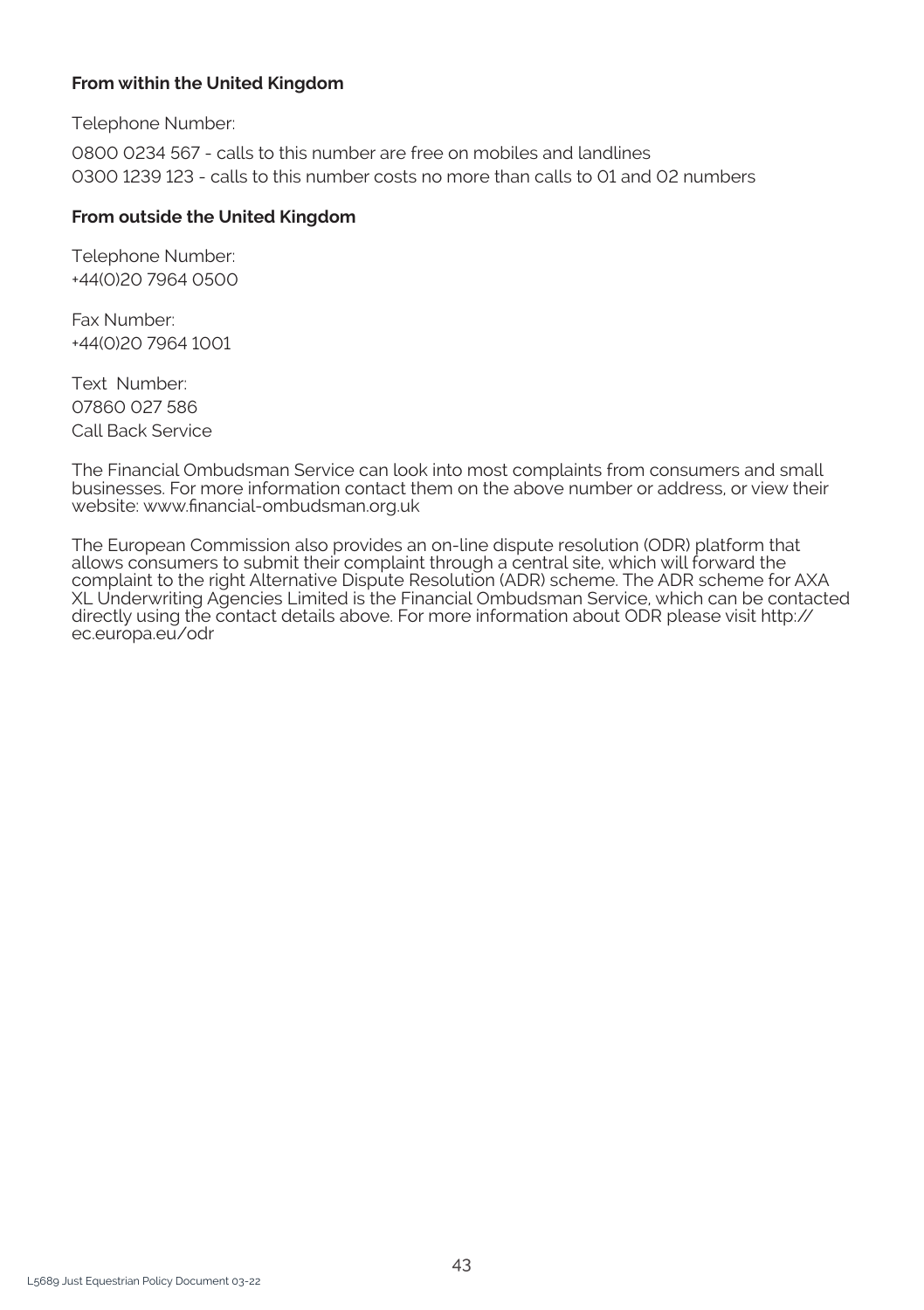**From within the United Kingdom**

Telephone Number:

0800 0234 567 - calls to this number are free on mobiles and landlines
0300 1239 123 - calls to this number costs no more than calls to 01 and 02 numbers

**From outside the United Kingdom**

Telephone Number:
+44(0)20 7964 0500

Fax Number:
+44(0)20 7964 1001

Text Number:
07860 027 586
Call Back Service

The Financial Ombudsman Service can look into most complaints from consumers and small businesses. For more information contact them on the above number or address, or view their website: www.financial-ombudsman.org.uk

The European Commission also provides an on-line dispute resolution (ODR) platform that allows consumers to submit their complaint through a central site, which will forward the complaint to the right Alternative Dispute Resolution (ADR) scheme. The ADR scheme for AXA XL Underwriting Agencies Limited is the Financial Ombudsman Service, which can be contacted directly using the contact details above. For more information about ODR please visit http://ec.europa.eu/odr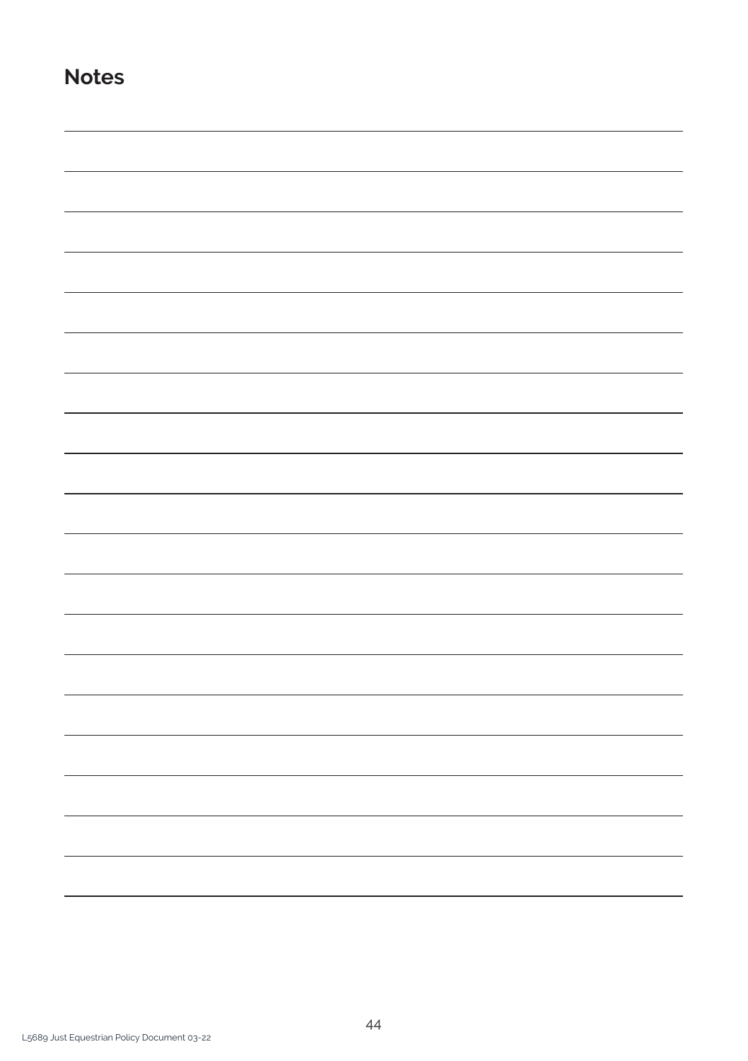## Notes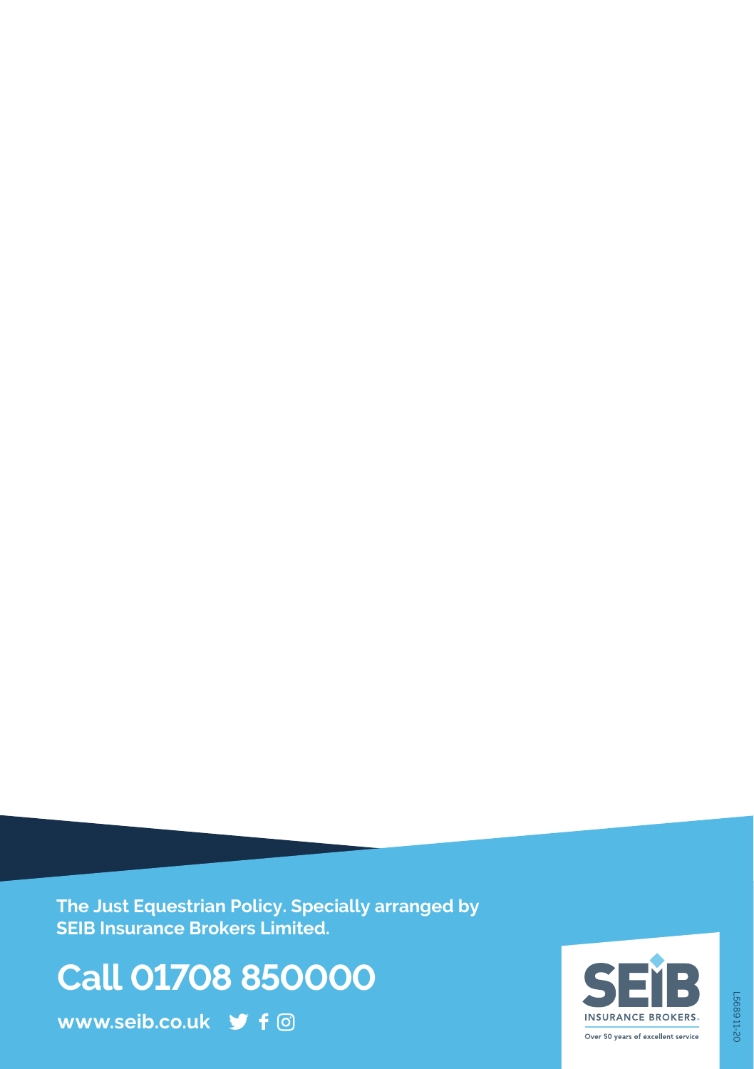**The Just Equestrian Policy. Specially arranged by SEIB Insurance Brokers Limited.**

## Call 01708 850000

**www.seib.co.uk**

SEIB INSURANCE BROKERS.

Over 50 years of excellent service

L568911-20